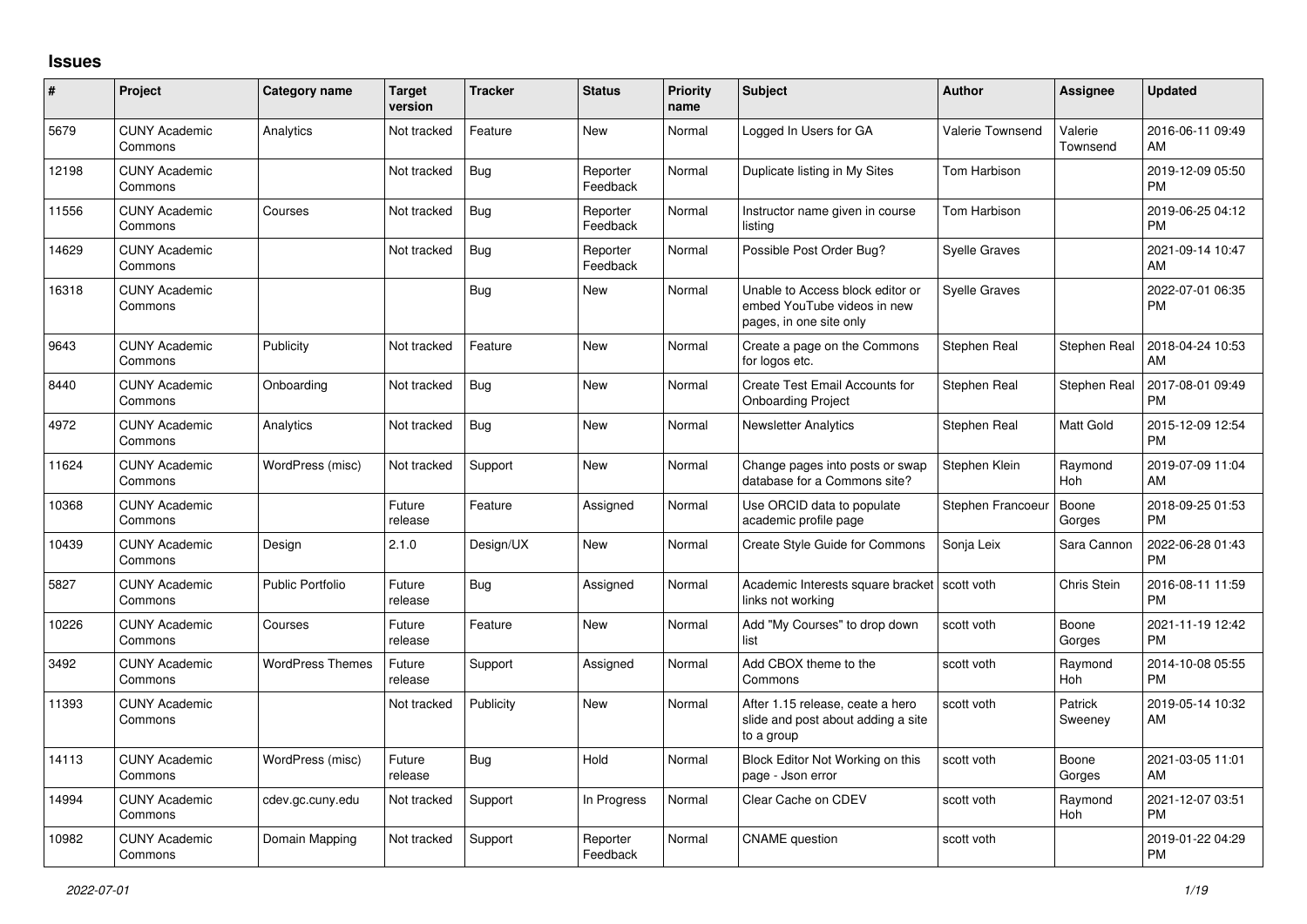## Issues

| # | Project | Category name | Target version | Tracker | Status | Priority name | Subject | Author | Assignee | Updated |
|---|---|---|---|---|---|---|---|---|---|---|
| 5679 | CUNY Academic Commons | Analytics | Not tracked | Feature | New | Normal | Logged In Users for GA | Valerie Townsend | Valerie Townsend | 2016-06-11 09:49 AM |
| 12198 | CUNY Academic Commons | | Not tracked | Bug | Reporter Feedback | Normal | Duplicate listing in My Sites | Tom Harbison | | 2019-12-09 05:50 PM |
| 11556 | CUNY Academic Commons | Courses | Not tracked | Bug | Reporter Feedback | Normal | Instructor name given in course listing | Tom Harbison | | 2019-06-25 04:12 PM |
| 14629 | CUNY Academic Commons | | Not tracked | Bug | Reporter Feedback | Normal | Possible Post Order Bug? | Syelle Graves | | 2021-09-14 10:47 AM |
| 16318 | CUNY Academic Commons | | | Bug | New | Normal | Unable to Access block editor or embed YouTube videos in new pages, in one site only | Syelle Graves | | 2022-07-01 06:35 PM |
| 9643 | CUNY Academic Commons | Publicity | Not tracked | Feature | New | Normal | Create a page on the Commons for logos etc. | Stephen Real | Stephen Real | 2018-04-24 10:53 AM |
| 8440 | CUNY Academic Commons | Onboarding | Not tracked | Bug | New | Normal | Create Test Email Accounts for Onboarding Project | Stephen Real | Stephen Real | 2017-08-01 09:49 PM |
| 4972 | CUNY Academic Commons | Analytics | Not tracked | Bug | New | Normal | Newsletter Analytics | Stephen Real | Matt Gold | 2015-12-09 12:54 PM |
| 11624 | CUNY Academic Commons | WordPress (misc) | Not tracked | Support | New | Normal | Change pages into posts or swap database for a Commons site? | Stephen Klein | Raymond Hoh | 2019-07-09 11:04 AM |
| 10368 | CUNY Academic Commons | | Future release | Feature | Assigned | Normal | Use ORCID data to populate academic profile page | Stephen Francoeur | Boone Gorges | 2018-09-25 01:53 PM |
| 10439 | CUNY Academic Commons | Design | 2.1.0 | Design/UX | New | Normal | Create Style Guide for Commons | Sonja Leix | Sara Cannon | 2022-06-28 01:43 PM |
| 5827 | CUNY Academic Commons | Public Portfolio | Future release | Bug | Assigned | Normal | Academic Interests square bracket links not working | scott voth | Chris Stein | 2016-08-11 11:59 PM |
| 10226 | CUNY Academic Commons | Courses | Future release | Feature | New | Normal | Add "My Courses" to drop down list | scott voth | Boone Gorges | 2021-11-19 12:42 PM |
| 3492 | CUNY Academic Commons | WordPress Themes | Future release | Support | Assigned | Normal | Add CBOX theme to the Commons | scott voth | Raymond Hoh | 2014-10-08 05:55 PM |
| 11393 | CUNY Academic Commons | | Not tracked | Publicity | New | Normal | After 1.15 release, ceate a hero slide and post about adding a site to a group | scott voth | Patrick Sweeney | 2019-05-14 10:32 AM |
| 14113 | CUNY Academic Commons | WordPress (misc) | Future release | Bug | Hold | Normal | Block Editor Not Working on this page - Json error | scott voth | Boone Gorges | 2021-03-05 11:01 AM |
| 14994 | CUNY Academic Commons | cdev.gc.cuny.edu | Not tracked | Support | In Progress | Normal | Clear Cache on CDEV | scott voth | Raymond Hoh | 2021-12-07 03:51 PM |
| 10982 | CUNY Academic Commons | Domain Mapping | Not tracked | Support | Reporter Feedback | Normal | CNAME question | scott voth | | 2019-01-22 04:29 PM |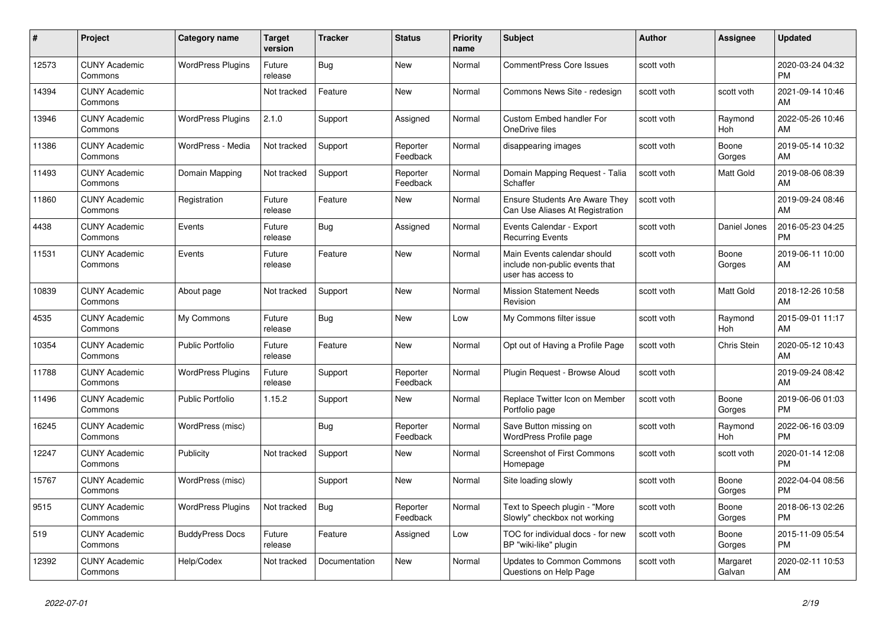| # | Project | Category name | Target version | Tracker | Status | Priority name | Subject | Author | Assignee | Updated |
|---|---|---|---|---|---|---|---|---|---|---|
| 12573 | CUNY Academic Commons | WordPress Plugins | Future release | Bug | New | Normal | CommentPress Core Issues | scott voth | | 2020-03-24 04:32 PM |
| 14394 | CUNY Academic Commons | | Not tracked | Feature | New | Normal | Commons News Site - redesign | scott voth | scott voth | 2021-09-14 10:46 AM |
| 13946 | CUNY Academic Commons | WordPress Plugins | 2.1.0 | Support | Assigned | Normal | Custom Embed handler For OneDrive files | scott voth | Raymond Hoh | 2022-05-26 10:46 AM |
| 11386 | CUNY Academic Commons | WordPress - Media | Not tracked | Support | Reporter Feedback | Normal | disappearing images | scott voth | Boone Gorges | 2019-05-14 10:32 AM |
| 11493 | CUNY Academic Commons | Domain Mapping | Not tracked | Support | Reporter Feedback | Normal | Domain Mapping Request - Talia Schaffer | scott voth | Matt Gold | 2019-08-06 08:39 AM |
| 11860 | CUNY Academic Commons | Registration | Future release | Feature | New | Normal | Ensure Students Are Aware They Can Use Aliases At Registration | scott voth | | 2019-09-24 08:46 AM |
| 4438 | CUNY Academic Commons | Events | Future release | Bug | Assigned | Normal | Events Calendar - Export Recurring Events | scott voth | Daniel Jones | 2016-05-23 04:25 PM |
| 11531 | CUNY Academic Commons | Events | Future release | Feature | New | Normal | Main Events calendar should include non-public events that user has access to | scott voth | Boone Gorges | 2019-06-11 10:00 AM |
| 10839 | CUNY Academic Commons | About page | Not tracked | Support | New | Normal | Mission Statement Needs Revision | scott voth | Matt Gold | 2018-12-26 10:58 AM |
| 4535 | CUNY Academic Commons | My Commons | Future release | Bug | New | Low | My Commons filter issue | scott voth | Raymond Hoh | 2015-09-01 11:17 AM |
| 10354 | CUNY Academic Commons | Public Portfolio | Future release | Feature | New | Normal | Opt out of Having a Profile Page | scott voth | Chris Stein | 2020-05-12 10:43 AM |
| 11788 | CUNY Academic Commons | WordPress Plugins | Future release | Support | Reporter Feedback | Normal | Plugin Request - Browse Aloud | scott voth | | 2019-09-24 08:42 AM |
| 11496 | CUNY Academic Commons | Public Portfolio | 1.15.2 | Support | New | Normal | Replace Twitter Icon on Member Portfolio page | scott voth | Boone Gorges | 2019-06-06 01:03 PM |
| 16245 | CUNY Academic Commons | WordPress (misc) | | Bug | Reporter Feedback | Normal | Save Button missing on WordPress Profile page | scott voth | Raymond Hoh | 2022-06-16 03:09 PM |
| 12247 | CUNY Academic Commons | Publicity | Not tracked | Support | New | Normal | Screenshot of First Commons Homepage | scott voth | scott voth | 2020-01-14 12:08 PM |
| 15767 | CUNY Academic Commons | WordPress (misc) | | Support | New | Normal | Site loading slowly | scott voth | Boone Gorges | 2022-04-04 08:56 PM |
| 9515 | CUNY Academic Commons | WordPress Plugins | Not tracked | Bug | Reporter Feedback | Normal | Text to Speech plugin - "More Slowly" checkbox not working | scott voth | Boone Gorges | 2018-06-13 02:26 PM |
| 519 | CUNY Academic Commons | BuddyPress Docs | Future release | Feature | Assigned | Low | TOC for individual docs - for new BP "wiki-like" plugin | scott voth | Boone Gorges | 2015-11-09 05:54 PM |
| 12392 | CUNY Academic Commons | Help/Codex | Not tracked | Documentation | New | Normal | Updates to Common Commons Questions on Help Page | scott voth | Margaret Galvan | 2020-02-11 10:53 AM |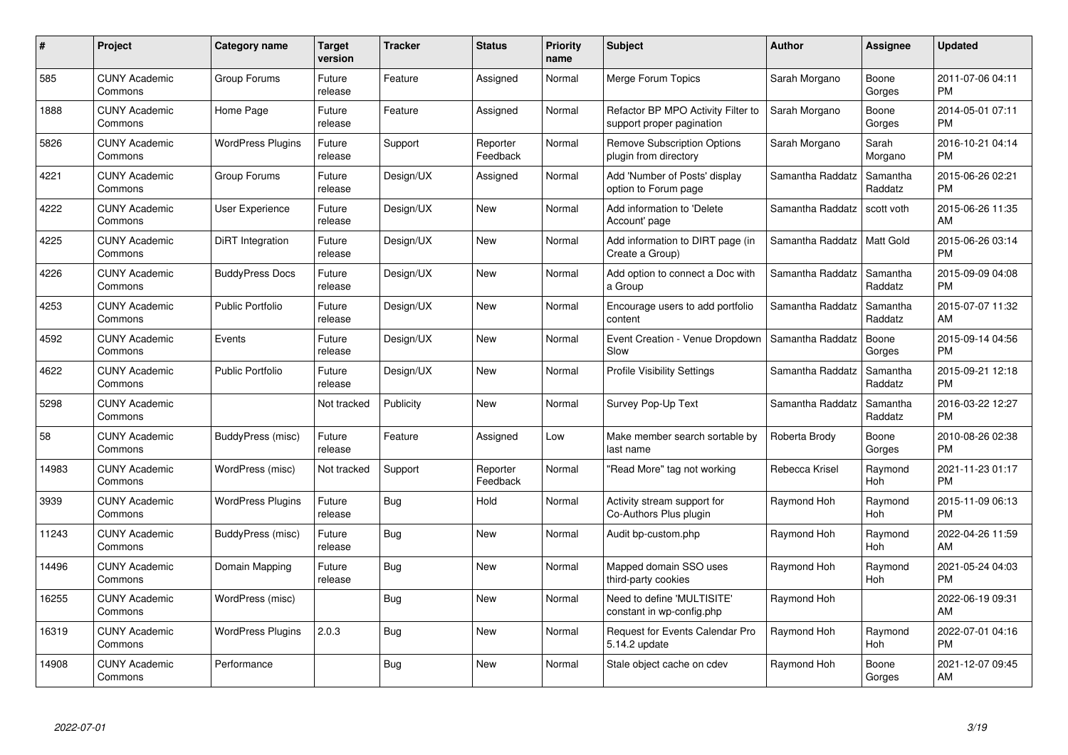| # | Project | Category name | Target version | Tracker | Status | Priority name | Subject | Author | Assignee | Updated |
|---|---|---|---|---|---|---|---|---|---|---|
| 585 | CUNY Academic Commons | Group Forums | Future release | Feature | Assigned | Normal | Merge Forum Topics | Sarah Morgano | Boone Gorges | 2011-07-06 04:11 PM |
| 1888 | CUNY Academic Commons | Home Page | Future release | Feature | Assigned | Normal | Refactor BP MPO Activity Filter to support proper pagination | Sarah Morgano | Boone Gorges | 2014-05-01 07:11 PM |
| 5826 | CUNY Academic Commons | WordPress Plugins | Future release | Support | Reporter Feedback | Normal | Remove Subscription Options plugin from directory | Sarah Morgano | Sarah Morgano | 2016-10-21 04:14 PM |
| 4221 | CUNY Academic Commons | Group Forums | Future release | Design/UX | Assigned | Normal | Add 'Number of Posts' display option to Forum page | Samantha Raddatz | Samantha Raddatz | 2015-06-26 02:21 PM |
| 4222 | CUNY Academic Commons | User Experience | Future release | Design/UX | New | Normal | Add information to 'Delete Account' page | Samantha Raddatz | scott voth | 2015-06-26 11:35 AM |
| 4225 | CUNY Academic Commons | DiRT Integration | Future release | Design/UX | New | Normal | Add information to DIRT page (in Create a Group) | Samantha Raddatz | Matt Gold | 2015-06-26 03:14 PM |
| 4226 | CUNY Academic Commons | BuddyPress Docs | Future release | Design/UX | New | Normal | Add option to connect a Doc with a Group | Samantha Raddatz | Samantha Raddatz | 2015-09-09 04:08 PM |
| 4253 | CUNY Academic Commons | Public Portfolio | Future release | Design/UX | New | Normal | Encourage users to add portfolio content | Samantha Raddatz | Samantha Raddatz | 2015-07-07 11:32 AM |
| 4592 | CUNY Academic Commons | Events | Future release | Design/UX | New | Normal | Event Creation - Venue Dropdown Slow | Samantha Raddatz | Boone Gorges | 2015-09-14 04:56 PM |
| 4622 | CUNY Academic Commons | Public Portfolio | Future release | Design/UX | New | Normal | Profile Visibility Settings | Samantha Raddatz | Samantha Raddatz | 2015-09-21 12:18 PM |
| 5298 | CUNY Academic Commons | | Not tracked | Publicity | New | Normal | Survey Pop-Up Text | Samantha Raddatz | Samantha Raddatz | 2016-03-22 12:27 PM |
| 58 | CUNY Academic Commons | BuddyPress (misc) | Future release | Feature | Assigned | Low | Make member search sortable by last name | Roberta Brody | Boone Gorges | 2010-08-26 02:38 PM |
| 14983 | CUNY Academic Commons | WordPress (misc) | Not tracked | Support | Reporter Feedback | Normal | "Read More" tag not working | Rebecca Krisel | Raymond Hoh | 2021-11-23 01:17 PM |
| 3939 | CUNY Academic Commons | WordPress Plugins | Future release | Bug | Hold | Normal | Activity stream support for Co-Authors Plus plugin | Raymond Hoh | Raymond Hoh | 2015-11-09 06:13 PM |
| 11243 | CUNY Academic Commons | BuddyPress (misc) | Future release | Bug | New | Normal | Audit bp-custom.php | Raymond Hoh | Raymond Hoh | 2022-04-26 11:59 AM |
| 14496 | CUNY Academic Commons | Domain Mapping | Future release | Bug | New | Normal | Mapped domain SSO uses third-party cookies | Raymond Hoh | Raymond Hoh | 2021-05-24 04:03 PM |
| 16255 | CUNY Academic Commons | WordPress (misc) | | Bug | New | Normal | Need to define 'MULTISITE' constant in wp-config.php | Raymond Hoh | | 2022-06-19 09:31 AM |
| 16319 | CUNY Academic Commons | WordPress Plugins | 2.0.3 | Bug | New | Normal | Request for Events Calendar Pro 5.14.2 update | Raymond Hoh | Raymond Hoh | 2022-07-01 04:16 PM |
| 14908 | CUNY Academic Commons | Performance | | Bug | New | Normal | Stale object cache on cdev | Raymond Hoh | Boone Gorges | 2021-12-07 09:45 AM |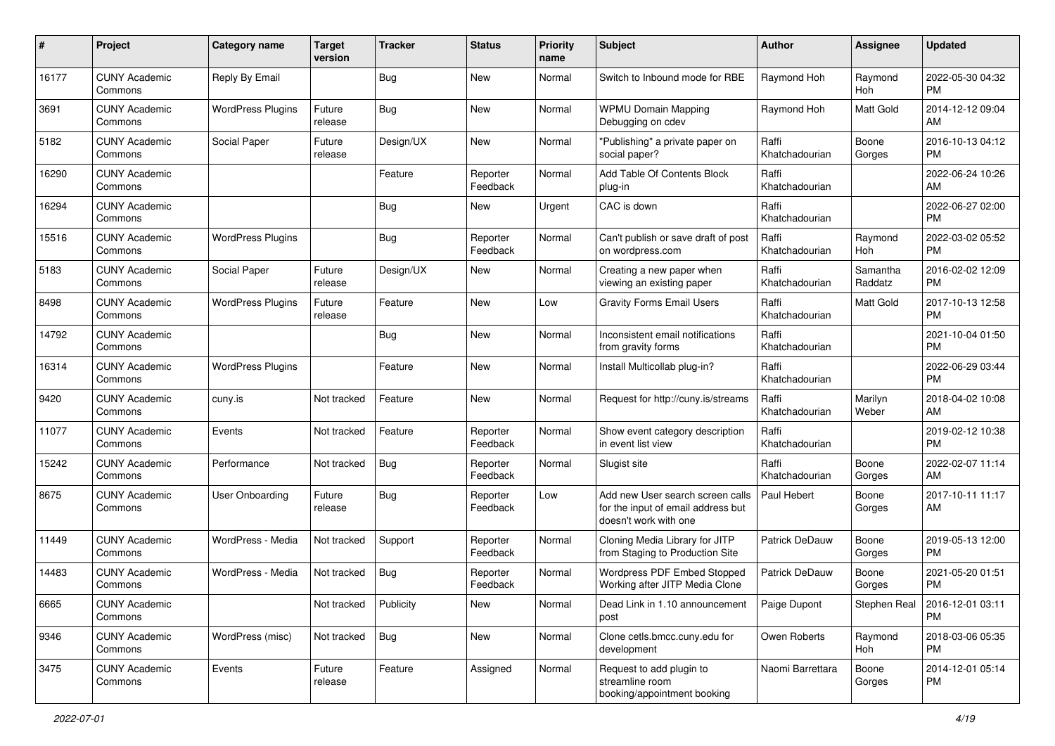| # | Project | Category name | Target version | Tracker | Status | Priority name | Subject | Author | Assignee | Updated |
|---|---|---|---|---|---|---|---|---|---|---|
| 16177 | CUNY Academic Commons | Reply By Email | | Bug | New | Normal | Switch to Inbound mode for RBE | Raymond Hoh | Raymond Hoh | 2022-05-30 04:32 PM |
| 3691 | CUNY Academic Commons | WordPress Plugins | Future release | Bug | New | Normal | WPMU Domain Mapping Debugging on cdev | Raymond Hoh | Matt Gold | 2014-12-12 09:04 AM |
| 5182 | CUNY Academic Commons | Social Paper | Future release | Design/UX | New | Normal | "Publishing" a private paper on social paper? | Raffi Khatchadourian | Boone Gorges | 2016-10-13 04:12 PM |
| 16290 | CUNY Academic Commons | | | Feature | Reporter Feedback | Normal | Add Table Of Contents Block plug-in | Raffi Khatchadourian | | 2022-06-24 10:26 AM |
| 16294 | CUNY Academic Commons | | | Bug | New | Urgent | CAC is down | Raffi Khatchadourian | | 2022-06-27 02:00 PM |
| 15516 | CUNY Academic Commons | WordPress Plugins | | Bug | Reporter Feedback | Normal | Can't publish or save draft of post on wordpress.com | Raffi Khatchadourian | Raymond Hoh | 2022-03-02 05:52 PM |
| 5183 | CUNY Academic Commons | Social Paper | Future release | Design/UX | New | Normal | Creating a new paper when viewing an existing paper | Raffi Khatchadourian | Samantha Raddatz | 2016-02-02 12:09 PM |
| 8498 | CUNY Academic Commons | WordPress Plugins | Future release | Feature | New | Low | Gravity Forms Email Users | Raffi Khatchadourian | Matt Gold | 2017-10-13 12:58 PM |
| 14792 | CUNY Academic Commons | | | Bug | New | Normal | Inconsistent email notifications from gravity forms | Raffi Khatchadourian | | 2021-10-04 01:50 PM |
| 16314 | CUNY Academic Commons | WordPress Plugins | | Feature | New | Normal | Install Multicollab plug-in? | Raffi Khatchadourian | | 2022-06-29 03:44 PM |
| 9420 | CUNY Academic Commons | cuny.is | Not tracked | Feature | New | Normal | Request for http://cuny.is/streams | Raffi Khatchadourian | Marilyn Weber | 2018-04-02 10:08 AM |
| 11077 | CUNY Academic Commons | Events | Not tracked | Feature | Reporter Feedback | Normal | Show event category description in event list view | Raffi Khatchadourian | | 2019-02-12 10:38 PM |
| 15242 | CUNY Academic Commons | Performance | Not tracked | Bug | Reporter Feedback | Normal | Slugist site | Raffi Khatchadourian | Boone Gorges | 2022-02-07 11:14 AM |
| 8675 | CUNY Academic Commons | User Onboarding | Future release | Bug | Reporter Feedback | Low | Add new User search screen calls for the input of email address but doesn't work with one | Paul Hebert | Boone Gorges | 2017-10-11 11:17 AM |
| 11449 | CUNY Academic Commons | WordPress - Media | Not tracked | Support | Reporter Feedback | Normal | Cloning Media Library for JITP from Staging to Production Site | Patrick DeDauw | Boone Gorges | 2019-05-13 12:00 PM |
| 14483 | CUNY Academic Commons | WordPress - Media | Not tracked | Bug | Reporter Feedback | Normal | Wordpress PDF Embed Stopped Working after JITP Media Clone | Patrick DeDauw | Boone Gorges | 2021-05-20 01:51 PM |
| 6665 | CUNY Academic Commons | | Not tracked | Publicity | New | Normal | Dead Link in 1.10 announcement post | Paige Dupont | Stephen Real | 2016-12-01 03:11 PM |
| 9346 | CUNY Academic Commons | WordPress (misc) | Not tracked | Bug | New | Normal | Clone cetls.bmcc.cuny.edu for development | Owen Roberts | Raymond Hoh | 2018-03-06 05:35 PM |
| 3475 | CUNY Academic Commons | Events | Future release | Feature | Assigned | Normal | Request to add plugin to streamline room booking/appointment booking | Naomi Barrettara | Boone Gorges | 2014-12-01 05:14 PM |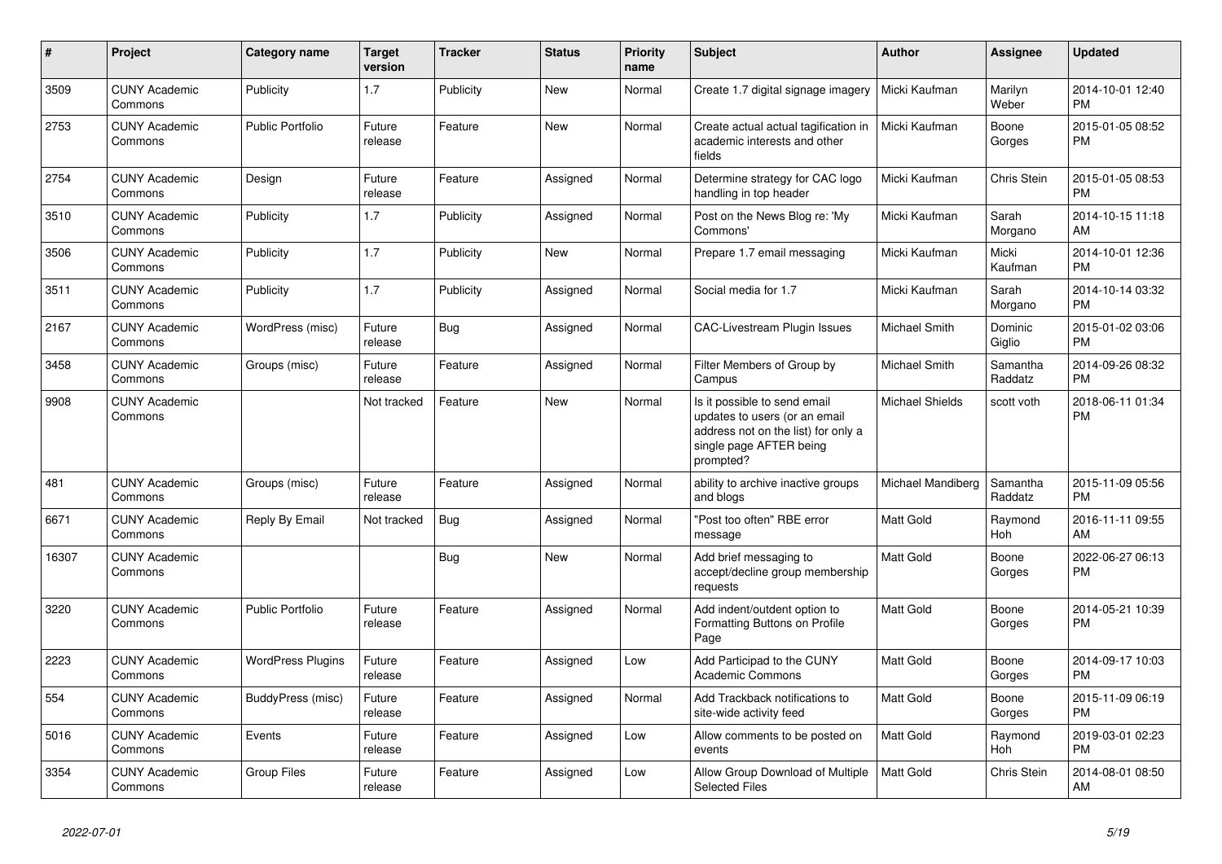| # | Project | Category name | Target version | Tracker | Status | Priority name | Subject | Author | Assignee | Updated |
|---|---|---|---|---|---|---|---|---|---|---|
| 3509 | CUNY Academic Commons | Publicity | 1.7 | Publicity | New | Normal | Create 1.7 digital signage imagery | Micki Kaufman | Marilyn Weber | 2014-10-01 12:40 PM |
| 2753 | CUNY Academic Commons | Public Portfolio | Future release | Feature | New | Normal | Create actual actual tagification in academic interests and other fields | Micki Kaufman | Boone Gorges | 2015-01-05 08:52 PM |
| 2754 | CUNY Academic Commons | Design | Future release | Feature | Assigned | Normal | Determine strategy for CAC logo handling in top header | Micki Kaufman | Chris Stein | 2015-01-05 08:53 PM |
| 3510 | CUNY Academic Commons | Publicity | 1.7 | Publicity | Assigned | Normal | Post on the News Blog re: 'My Commons' | Micki Kaufman | Sarah Morgano | 2014-10-15 11:18 AM |
| 3506 | CUNY Academic Commons | Publicity | 1.7 | Publicity | New | Normal | Prepare 1.7 email messaging | Micki Kaufman | Micki Kaufman | 2014-10-01 12:36 PM |
| 3511 | CUNY Academic Commons | Publicity | 1.7 | Publicity | Assigned | Normal | Social media for 1.7 | Micki Kaufman | Sarah Morgano | 2014-10-14 03:32 PM |
| 2167 | CUNY Academic Commons | WordPress (misc) | Future release | Bug | Assigned | Normal | CAC-Livestream Plugin Issues | Michael Smith | Dominic Giglio | 2015-01-02 03:06 PM |
| 3458 | CUNY Academic Commons | Groups (misc) | Future release | Feature | Assigned | Normal | Filter Members of Group by Campus | Michael Smith | Samantha Raddatz | 2014-09-26 08:32 PM |
| 9908 | CUNY Academic Commons | | Not tracked | Feature | New | Normal | Is it possible to send email updates to users (or an email address not on the list) for only a single page AFTER being prompted? | Michael Shields | scott voth | 2018-06-11 01:34 PM |
| 481 | CUNY Academic Commons | Groups (misc) | Future release | Feature | Assigned | Normal | ability to archive inactive groups and blogs | Michael Mandiberg | Samantha Raddatz | 2015-11-09 05:56 PM |
| 6671 | CUNY Academic Commons | Reply By Email | Not tracked | Bug | Assigned | Normal | "Post too often" RBE error message | Matt Gold | Raymond Hoh | 2016-11-11 09:55 AM |
| 16307 | CUNY Academic Commons | | | Bug | New | Normal | Add brief messaging to accept/decline group membership requests | Matt Gold | Boone Gorges | 2022-06-27 06:13 PM |
| 3220 | CUNY Academic Commons | Public Portfolio | Future release | Feature | Assigned | Normal | Add indent/outdent option to Formatting Buttons on Profile Page | Matt Gold | Boone Gorges | 2014-05-21 10:39 PM |
| 2223 | CUNY Academic Commons | WordPress Plugins | Future release | Feature | Assigned | Low | Add Participad to the CUNY Academic Commons | Matt Gold | Boone Gorges | 2014-09-17 10:03 PM |
| 554 | CUNY Academic Commons | BuddyPress (misc) | Future release | Feature | Assigned | Normal | Add Trackback notifications to site-wide activity feed | Matt Gold | Boone Gorges | 2015-11-09 06:19 PM |
| 5016 | CUNY Academic Commons | Events | Future release | Feature | Assigned | Low | Allow comments to be posted on events | Matt Gold | Raymond Hoh | 2019-03-01 02:23 PM |
| 3354 | CUNY Academic Commons | Group Files | Future release | Feature | Assigned | Low | Allow Group Download of Multiple Selected Files | Matt Gold | Chris Stein | 2014-08-01 08:50 AM |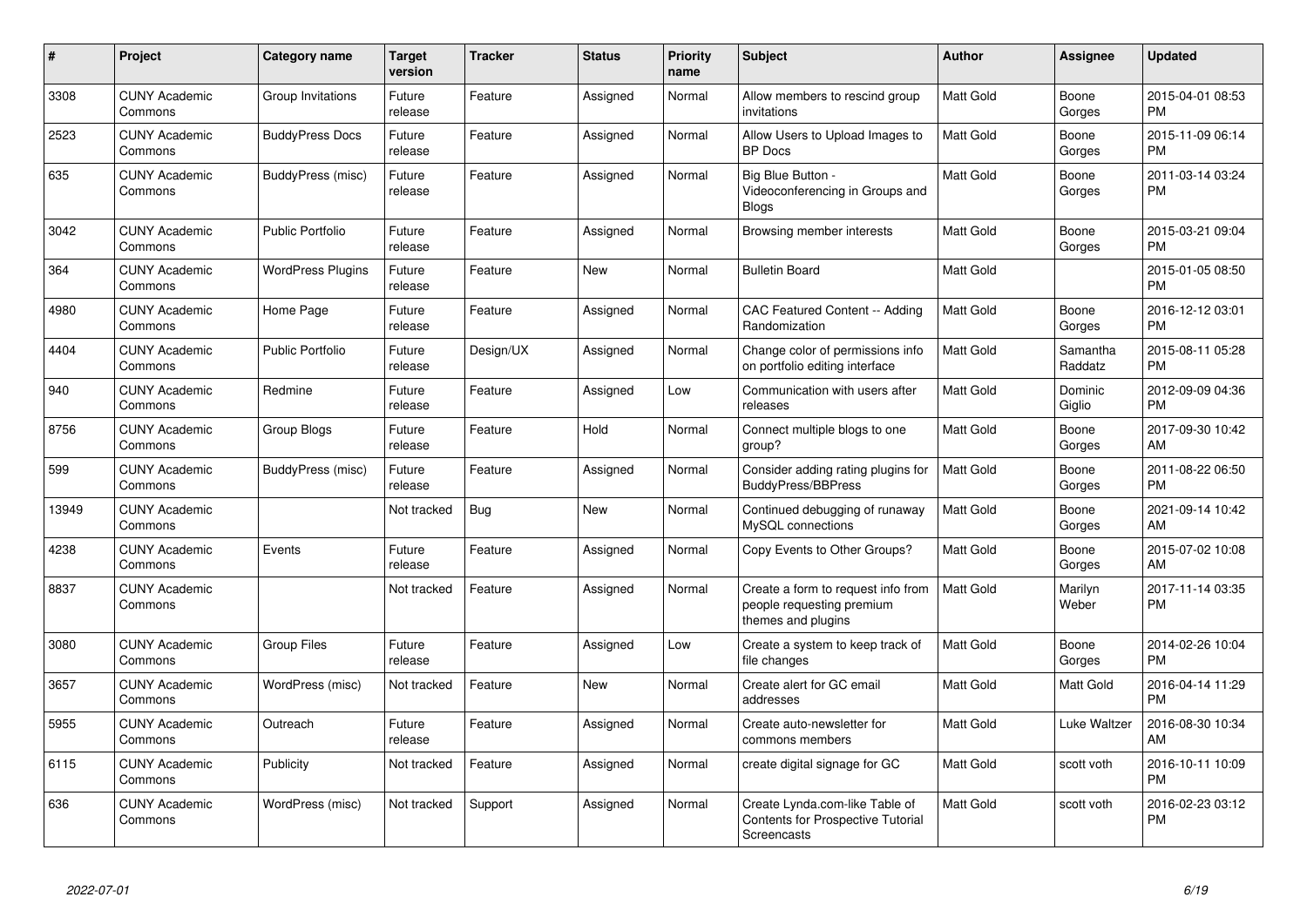| # | Project | Category name | Target version | Tracker | Status | Priority name | Subject | Author | Assignee | Updated |
|---|---|---|---|---|---|---|---|---|---|---|
| 3308 | CUNY Academic Commons | Group Invitations | Future release | Feature | Assigned | Normal | Allow members to rescind group invitations | Matt Gold | Boone Gorges | 2015-04-01 08:53 PM |
| 2523 | CUNY Academic Commons | BuddyPress Docs | Future release | Feature | Assigned | Normal | Allow Users to Upload Images to BP Docs | Matt Gold | Boone Gorges | 2015-11-09 06:14 PM |
| 635 | CUNY Academic Commons | BuddyPress (misc) | Future release | Feature | Assigned | Normal | Big Blue Button - Videoconferencing in Groups and Blogs | Matt Gold | Boone Gorges | 2011-03-14 03:24 PM |
| 3042 | CUNY Academic Commons | Public Portfolio | Future release | Feature | Assigned | Normal | Browsing member interests | Matt Gold | Boone Gorges | 2015-03-21 09:04 PM |
| 364 | CUNY Academic Commons | WordPress Plugins | Future release | Feature | New | Normal | Bulletin Board | Matt Gold | | 2015-01-05 08:50 PM |
| 4980 | CUNY Academic Commons | Home Page | Future release | Feature | Assigned | Normal | CAC Featured Content -- Adding Randomization | Matt Gold | Boone Gorges | 2016-12-12 03:01 PM |
| 4404 | CUNY Academic Commons | Public Portfolio | Future release | Design/UX | Assigned | Normal | Change color of permissions info on portfolio editing interface | Matt Gold | Samantha Raddatz | 2015-08-11 05:28 PM |
| 940 | CUNY Academic Commons | Redmine | Future release | Feature | Assigned | Low | Communication with users after releases | Matt Gold | Dominic Giglio | 2012-09-09 04:36 PM |
| 8756 | CUNY Academic Commons | Group Blogs | Future release | Feature | Hold | Normal | Connect multiple blogs to one group? | Matt Gold | Boone Gorges | 2017-09-30 10:42 AM |
| 599 | CUNY Academic Commons | BuddyPress (misc) | Future release | Feature | Assigned | Normal | Consider adding rating plugins for BuddyPress/BBPress | Matt Gold | Boone Gorges | 2011-08-22 06:50 PM |
| 13949 | CUNY Academic Commons | | Not tracked | Bug | New | Normal | Continued debugging of runaway MySQL connections | Matt Gold | Boone Gorges | 2021-09-14 10:42 AM |
| 4238 | CUNY Academic Commons | Events | Future release | Feature | Assigned | Normal | Copy Events to Other Groups? | Matt Gold | Boone Gorges | 2015-07-02 10:08 AM |
| 8837 | CUNY Academic Commons | | Not tracked | Feature | Assigned | Normal | Create a form to request info from people requesting premium themes and plugins | Matt Gold | Marilyn Weber | 2017-11-14 03:35 PM |
| 3080 | CUNY Academic Commons | Group Files | Future release | Feature | Assigned | Low | Create a system to keep track of file changes | Matt Gold | Boone Gorges | 2014-02-26 10:04 PM |
| 3657 | CUNY Academic Commons | WordPress (misc) | Not tracked | Feature | New | Normal | Create alert for GC email addresses | Matt Gold | Matt Gold | 2016-04-14 11:29 PM |
| 5955 | CUNY Academic Commons | Outreach | Future release | Feature | Assigned | Normal | Create auto-newsletter for commons members | Matt Gold | Luke Waltzer | 2016-08-30 10:34 AM |
| 6115 | CUNY Academic Commons | Publicity | Not tracked | Feature | Assigned | Normal | create digital signage for GC | Matt Gold | scott voth | 2016-10-11 10:09 PM |
| 636 | CUNY Academic Commons | WordPress (misc) | Not tracked | Support | Assigned | Normal | Create Lynda.com-like Table of Contents for Prospective Tutorial Screencasts | Matt Gold | scott voth | 2016-02-23 03:12 PM |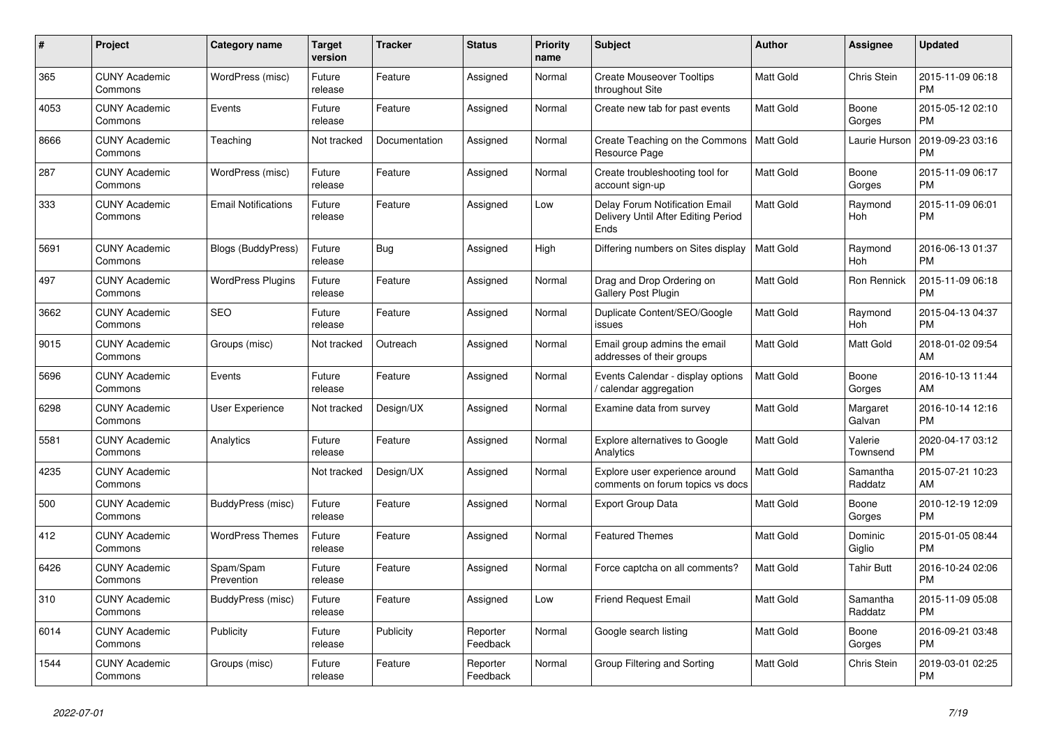| # | Project | Category name | Target version | Tracker | Status | Priority name | Subject | Author | Assignee | Updated |
|---|---|---|---|---|---|---|---|---|---|---|
| 365 | CUNY Academic Commons | WordPress (misc) | Future release | Feature | Assigned | Normal | Create Mouseover Tooltips throughout Site | Matt Gold | Chris Stein | 2015-11-09 06:18 PM |
| 4053 | CUNY Academic Commons | Events | Future release | Feature | Assigned | Normal | Create new tab for past events | Matt Gold | Boone Gorges | 2015-05-12 02:10 PM |
| 8666 | CUNY Academic Commons | Teaching | Not tracked | Documentation | Assigned | Normal | Create Teaching on the Commons Resource Page | Matt Gold | Laurie Hurson | 2019-09-23 03:16 PM |
| 287 | CUNY Academic Commons | WordPress (misc) | Future release | Feature | Assigned | Normal | Create troubleshooting tool for account sign-up | Matt Gold | Boone Gorges | 2015-11-09 06:17 PM |
| 333 | CUNY Academic Commons | Email Notifications | Future release | Feature | Assigned | Low | Delay Forum Notification Email Delivery Until After Editing Period Ends | Matt Gold | Raymond Hoh | 2015-11-09 06:01 PM |
| 5691 | CUNY Academic Commons | Blogs (BuddyPress) | Future release | Bug | Assigned | High | Differing numbers on Sites display | Matt Gold | Raymond Hoh | 2016-06-13 01:37 PM |
| 497 | CUNY Academic Commons | WordPress Plugins | Future release | Feature | Assigned | Normal | Drag and Drop Ordering on Gallery Post Plugin | Matt Gold | Ron Rennick | 2015-11-09 06:18 PM |
| 3662 | CUNY Academic Commons | SEO | Future release | Feature | Assigned | Normal | Duplicate Content/SEO/Google issues | Matt Gold | Raymond Hoh | 2015-04-13 04:37 PM |
| 9015 | CUNY Academic Commons | Groups (misc) | Not tracked | Outreach | Assigned | Normal | Email group admins the email addresses of their groups | Matt Gold | Matt Gold | 2018-01-02 09:54 AM |
| 5696 | CUNY Academic Commons | Events | Future release | Feature | Assigned | Normal | Events Calendar - display options / calendar aggregation | Matt Gold | Boone Gorges | 2016-10-13 11:44 AM |
| 6298 | CUNY Academic Commons | User Experience | Not tracked | Design/UX | Assigned | Normal | Examine data from survey | Matt Gold | Margaret Galvan | 2016-10-14 12:16 PM |
| 5581 | CUNY Academic Commons | Analytics | Future release | Feature | Assigned | Normal | Explore alternatives to Google Analytics | Matt Gold | Valerie Townsend | 2020-04-17 03:12 PM |
| 4235 | CUNY Academic Commons | | Not tracked | Design/UX | Assigned | Normal | Explore user experience around comments on forum topics vs docs | Matt Gold | Samantha Raddatz | 2015-07-21 10:23 AM |
| 500 | CUNY Academic Commons | BuddyPress (misc) | Future release | Feature | Assigned | Normal | Export Group Data | Matt Gold | Boone Gorges | 2010-12-19 12:09 PM |
| 412 | CUNY Academic Commons | WordPress Themes | Future release | Feature | Assigned | Normal | Featured Themes | Matt Gold | Dominic Giglio | 2015-01-05 08:44 PM |
| 6426 | CUNY Academic Commons | Spam/Spam Prevention | Future release | Feature | Assigned | Normal | Force captcha on all comments? | Matt Gold | Tahir Butt | 2016-10-24 02:06 PM |
| 310 | CUNY Academic Commons | BuddyPress (misc) | Future release | Feature | Assigned | Low | Friend Request Email | Matt Gold | Samantha Raddatz | 2015-11-09 05:08 PM |
| 6014 | CUNY Academic Commons | Publicity | Future release | Publicity | Reporter Feedback | Normal | Google search listing | Matt Gold | Boone Gorges | 2016-09-21 03:48 PM |
| 1544 | CUNY Academic Commons | Groups (misc) | Future release | Feature | Reporter Feedback | Normal | Group Filtering and Sorting | Matt Gold | Chris Stein | 2019-03-01 02:25 PM |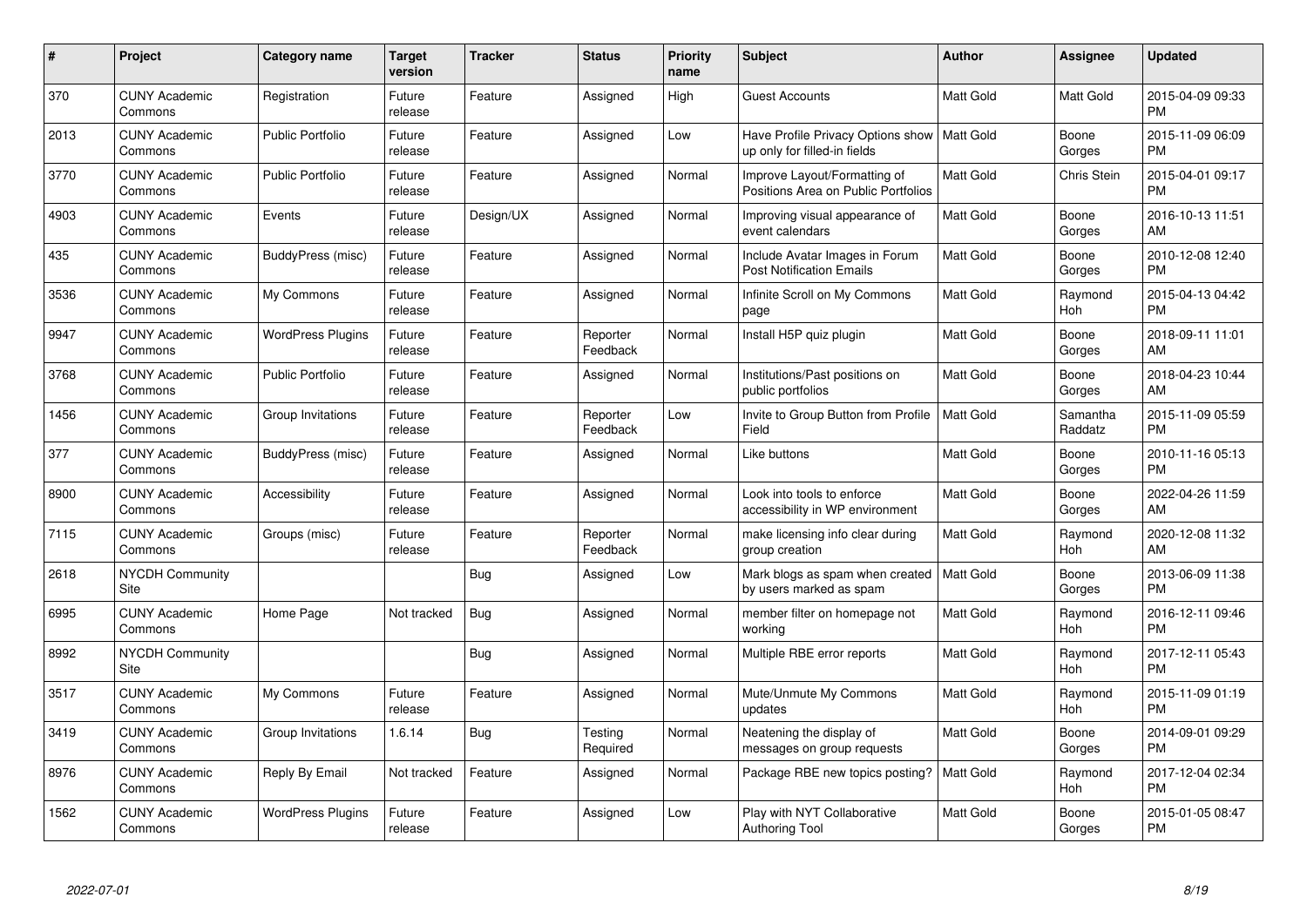| # | Project | Category name | Target version | Tracker | Status | Priority name | Subject | Author | Assignee | Updated |
|---|---|---|---|---|---|---|---|---|---|---|
| 370 | CUNY Academic Commons | Registration | Future release | Feature | Assigned | High | Guest Accounts | Matt Gold | Matt Gold | 2015-04-09 09:33 PM |
| 2013 | CUNY Academic Commons | Public Portfolio | Future release | Feature | Assigned | Low | Have Profile Privacy Options show up only for filled-in fields | Matt Gold | Boone Gorges | 2015-11-09 06:09 PM |
| 3770 | CUNY Academic Commons | Public Portfolio | Future release | Feature | Assigned | Normal | Improve Layout/Formatting of Positions Area on Public Portfolios | Matt Gold | Chris Stein | 2015-04-01 09:17 PM |
| 4903 | CUNY Academic Commons | Events | Future release | Design/UX | Assigned | Normal | Improving visual appearance of event calendars | Matt Gold | Boone Gorges | 2016-10-13 11:51 AM |
| 435 | CUNY Academic Commons | BuddyPress (misc) | Future release | Feature | Assigned | Normal | Include Avatar Images in Forum Post Notification Emails | Matt Gold | Boone Gorges | 2010-12-08 12:40 PM |
| 3536 | CUNY Academic Commons | My Commons | Future release | Feature | Assigned | Normal | Infinite Scroll on My Commons page | Matt Gold | Raymond Hoh | 2015-04-13 04:42 PM |
| 9947 | CUNY Academic Commons | WordPress Plugins | Future release | Feature | Reporter Feedback | Normal | Install H5P quiz plugin | Matt Gold | Boone Gorges | 2018-09-11 11:01 AM |
| 3768 | CUNY Academic Commons | Public Portfolio | Future release | Feature | Assigned | Normal | Institutions/Past positions on public portfolios | Matt Gold | Boone Gorges | 2018-04-23 10:44 AM |
| 1456 | CUNY Academic Commons | Group Invitations | Future release | Feature | Reporter Feedback | Low | Invite to Group Button from Profile Field | Matt Gold | Samantha Raddatz | 2015-11-09 05:59 PM |
| 377 | CUNY Academic Commons | BuddyPress (misc) | Future release | Feature | Assigned | Normal | Like buttons | Matt Gold | Boone Gorges | 2010-11-16 05:13 PM |
| 8900 | CUNY Academic Commons | Accessibility | Future release | Feature | Assigned | Normal | Look into tools to enforce accessibility in WP environment | Matt Gold | Boone Gorges | 2022-04-26 11:59 AM |
| 7115 | CUNY Academic Commons | Groups (misc) | Future release | Feature | Reporter Feedback | Normal | make licensing info clear during group creation | Matt Gold | Raymond Hoh | 2020-12-08 11:32 AM |
| 2618 | NYCDH Community Site | | | Bug | Assigned | Low | Mark blogs as spam when created by users marked as spam | Matt Gold | Boone Gorges | 2013-06-09 11:38 PM |
| 6995 | CUNY Academic Commons | Home Page | Not tracked | Bug | Assigned | Normal | member filter on homepage not working | Matt Gold | Raymond Hoh | 2016-12-11 09:46 PM |
| 8992 | NYCDH Community Site | | | Bug | Assigned | Normal | Multiple RBE error reports | Matt Gold | Raymond Hoh | 2017-12-11 05:43 PM |
| 3517 | CUNY Academic Commons | My Commons | Future release | Feature | Assigned | Normal | Mute/Unmute My Commons updates | Matt Gold | Raymond Hoh | 2015-11-09 01:19 PM |
| 3419 | CUNY Academic Commons | Group Invitations | 1.6.14 | Bug | Testing Required | Normal | Neatening the display of messages on group requests | Matt Gold | Boone Gorges | 2014-09-01 09:29 PM |
| 8976 | CUNY Academic Commons | Reply By Email | Not tracked | Feature | Assigned | Normal | Package RBE new topics posting? | Matt Gold | Raymond Hoh | 2017-12-04 02:34 PM |
| 1562 | CUNY Academic Commons | WordPress Plugins | Future release | Feature | Assigned | Low | Play with NYT Collaborative Authoring Tool | Matt Gold | Boone Gorges | 2015-01-05 08:47 PM |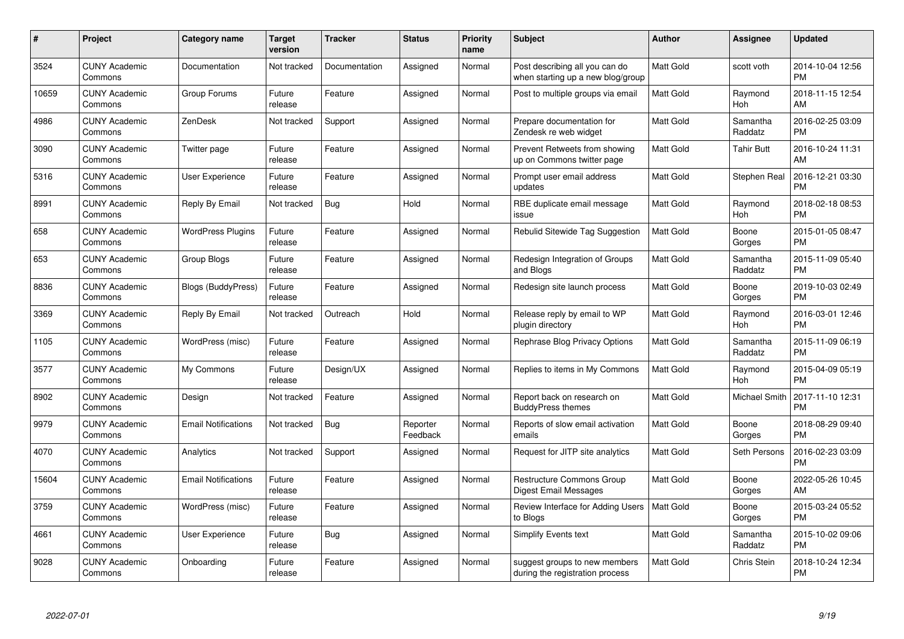| # | Project | Category name | Target version | Tracker | Status | Priority name | Subject | Author | Assignee | Updated |
|---|---|---|---|---|---|---|---|---|---|---|
| 3524 | CUNY Academic Commons | Documentation | Not tracked | Documentation | Assigned | Normal | Post describing all you can do when starting up a new blog/group | Matt Gold | scott voth | 2014-10-04 12:56 PM |
| 10659 | CUNY Academic Commons | Group Forums | Future release | Feature | Assigned | Normal | Post to multiple groups via email | Matt Gold | Raymond Hoh | 2018-11-15 12:54 AM |
| 4986 | CUNY Academic Commons | ZenDesk | Not tracked | Support | Assigned | Normal | Prepare documentation for Zendesk re web widget | Matt Gold | Samantha Raddatz | 2016-02-25 03:09 PM |
| 3090 | CUNY Academic Commons | Twitter page | Future release | Feature | Assigned | Normal | Prevent Retweets from showing up on Commons twitter page | Matt Gold | Tahir Butt | 2016-10-24 11:31 AM |
| 5316 | CUNY Academic Commons | User Experience | Future release | Feature | Assigned | Normal | Prompt user email address updates | Matt Gold | Stephen Real | 2016-12-21 03:30 PM |
| 8991 | CUNY Academic Commons | Reply By Email | Not tracked | Bug | Hold | Normal | RBE duplicate email message issue | Matt Gold | Raymond Hoh | 2018-02-18 08:53 PM |
| 658 | CUNY Academic Commons | WordPress Plugins | Future release | Feature | Assigned | Normal | Rebulid Sitewide Tag Suggestion | Matt Gold | Boone Gorges | 2015-01-05 08:47 PM |
| 653 | CUNY Academic Commons | Group Blogs | Future release | Feature | Assigned | Normal | Redesign Integration of Groups and Blogs | Matt Gold | Samantha Raddatz | 2015-11-09 05:40 PM |
| 8836 | CUNY Academic Commons | Blogs (BuddyPress) | Future release | Feature | Assigned | Normal | Redesign site launch process | Matt Gold | Boone Gorges | 2019-10-03 02:49 PM |
| 3369 | CUNY Academic Commons | Reply By Email | Not tracked | Outreach | Hold | Normal | Release reply by email to WP plugin directory | Matt Gold | Raymond Hoh | 2016-03-01 12:46 PM |
| 1105 | CUNY Academic Commons | WordPress (misc) | Future release | Feature | Assigned | Normal | Rephrase Blog Privacy Options | Matt Gold | Samantha Raddatz | 2015-11-09 06:19 PM |
| 3577 | CUNY Academic Commons | My Commons | Future release | Design/UX | Assigned | Normal | Replies to items in My Commons | Matt Gold | Raymond Hoh | 2015-04-09 05:19 PM |
| 8902 | CUNY Academic Commons | Design | Not tracked | Feature | Assigned | Normal | Report back on research on BuddyPress themes | Matt Gold | Michael Smith | 2017-11-10 12:31 PM |
| 9979 | CUNY Academic Commons | Email Notifications | Not tracked | Bug | Reporter Feedback | Normal | Reports of slow email activation emails | Matt Gold | Boone Gorges | 2018-08-29 09:40 PM |
| 4070 | CUNY Academic Commons | Analytics | Not tracked | Support | Assigned | Normal | Request for JITP site analytics | Matt Gold | Seth Persons | 2016-02-23 03:09 PM |
| 15604 | CUNY Academic Commons | Email Notifications | Future release | Feature | Assigned | Normal | Restructure Commons Group Digest Email Messages | Matt Gold | Boone Gorges | 2022-05-26 10:45 AM |
| 3759 | CUNY Academic Commons | WordPress (misc) | Future release | Feature | Assigned | Normal | Review Interface for Adding Users to Blogs | Matt Gold | Boone Gorges | 2015-03-24 05:52 PM |
| 4661 | CUNY Academic Commons | User Experience | Future release | Bug | Assigned | Normal | Simplify Events text | Matt Gold | Samantha Raddatz | 2015-10-02 09:06 PM |
| 9028 | CUNY Academic Commons | Onboarding | Future release | Feature | Assigned | Normal | suggest groups to new members during the registration process | Matt Gold | Chris Stein | 2018-10-24 12:34 PM |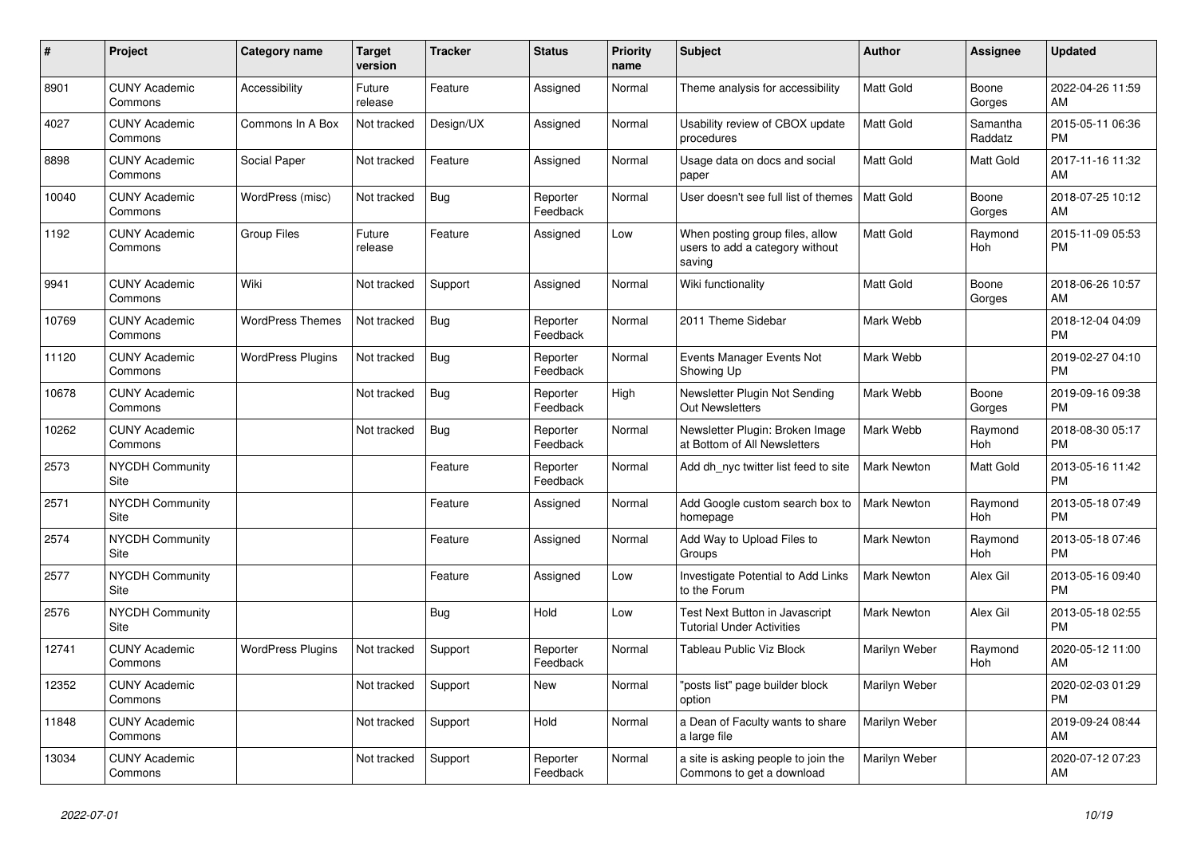| # | Project | Category name | Target version | Tracker | Status | Priority name | Subject | Author | Assignee | Updated |
|---|---|---|---|---|---|---|---|---|---|---|
| 8901 | CUNY Academic Commons | Accessibility | Future release | Feature | Assigned | Normal | Theme analysis for accessibility | Matt Gold | Boone Gorges | 2022-04-26 11:59 AM |
| 4027 | CUNY Academic Commons | Commons In A Box | Not tracked | Design/UX | Assigned | Normal | Usability review of CBOX update procedures | Matt Gold | Samantha Raddatz | 2015-05-11 06:36 PM |
| 8898 | CUNY Academic Commons | Social Paper | Not tracked | Feature | Assigned | Normal | Usage data on docs and social paper | Matt Gold | Matt Gold | 2017-11-16 11:32 AM |
| 10040 | CUNY Academic Commons | WordPress (misc) | Not tracked | Bug | Reporter Feedback | Normal | User doesn't see full list of themes | Matt Gold | Boone Gorges | 2018-07-25 10:12 AM |
| 1192 | CUNY Academic Commons | Group Files | Future release | Feature | Assigned | Low | When posting group files, allow users to add a category without saving | Matt Gold | Raymond Hoh | 2015-11-09 05:53 PM |
| 9941 | CUNY Academic Commons | Wiki | Not tracked | Support | Assigned | Normal | Wiki functionality | Matt Gold | Boone Gorges | 2018-06-26 10:57 AM |
| 10769 | CUNY Academic Commons | WordPress Themes | Not tracked | Bug | Reporter Feedback | Normal | 2011 Theme Sidebar | Mark Webb | | 2018-12-04 04:09 PM |
| 11120 | CUNY Academic Commons | WordPress Plugins | Not tracked | Bug | Reporter Feedback | Normal | Events Manager Events Not Showing Up | Mark Webb | | 2019-02-27 04:10 PM |
| 10678 | CUNY Academic Commons | | Not tracked | Bug | Reporter Feedback | High | Newsletter Plugin Not Sending Out Newsletters | Mark Webb | Boone Gorges | 2019-09-16 09:38 PM |
| 10262 | CUNY Academic Commons | | Not tracked | Bug | Reporter Feedback | Normal | Newsletter Plugin: Broken Image at Bottom of All Newsletters | Mark Webb | Raymond Hoh | 2018-08-30 05:17 PM |
| 2573 | NYCDH Community Site | | | Feature | Reporter Feedback | Normal | Add dh_nyc twitter list feed to site | Mark Newton | Matt Gold | 2013-05-16 11:42 PM |
| 2571 | NYCDH Community Site | | | Feature | Assigned | Normal | Add Google custom search box to homepage | Mark Newton | Raymond Hoh | 2013-05-18 07:49 PM |
| 2574 | NYCDH Community Site | | | Feature | Assigned | Normal | Add Way to Upload Files to Groups | Mark Newton | Raymond Hoh | 2013-05-18 07:46 PM |
| 2577 | NYCDH Community Site | | | Feature | Assigned | Low | Investigate Potential to Add Links to the Forum | Mark Newton | Alex Gil | 2013-05-16 09:40 PM |
| 2576 | NYCDH Community Site | | | Bug | Hold | Low | Test Next Button in Javascript Tutorial Under Activities | Mark Newton | Alex Gil | 2013-05-18 02:55 PM |
| 12741 | CUNY Academic Commons | WordPress Plugins | Not tracked | Support | Reporter Feedback | Normal | Tableau Public Viz Block | Marilyn Weber | Raymond Hoh | 2020-05-12 11:00 AM |
| 12352 | CUNY Academic Commons | | Not tracked | Support | New | Normal | "posts list" page builder block option | Marilyn Weber | | 2020-02-03 01:29 PM |
| 11848 | CUNY Academic Commons | | Not tracked | Support | Hold | Normal | a Dean of Faculty wants to share a large file | Marilyn Weber | | 2019-09-24 08:44 AM |
| 13034 | CUNY Academic Commons | | Not tracked | Support | Reporter Feedback | Normal | a site is asking people to join the Commons to get a download | Marilyn Weber | | 2020-07-12 07:23 AM |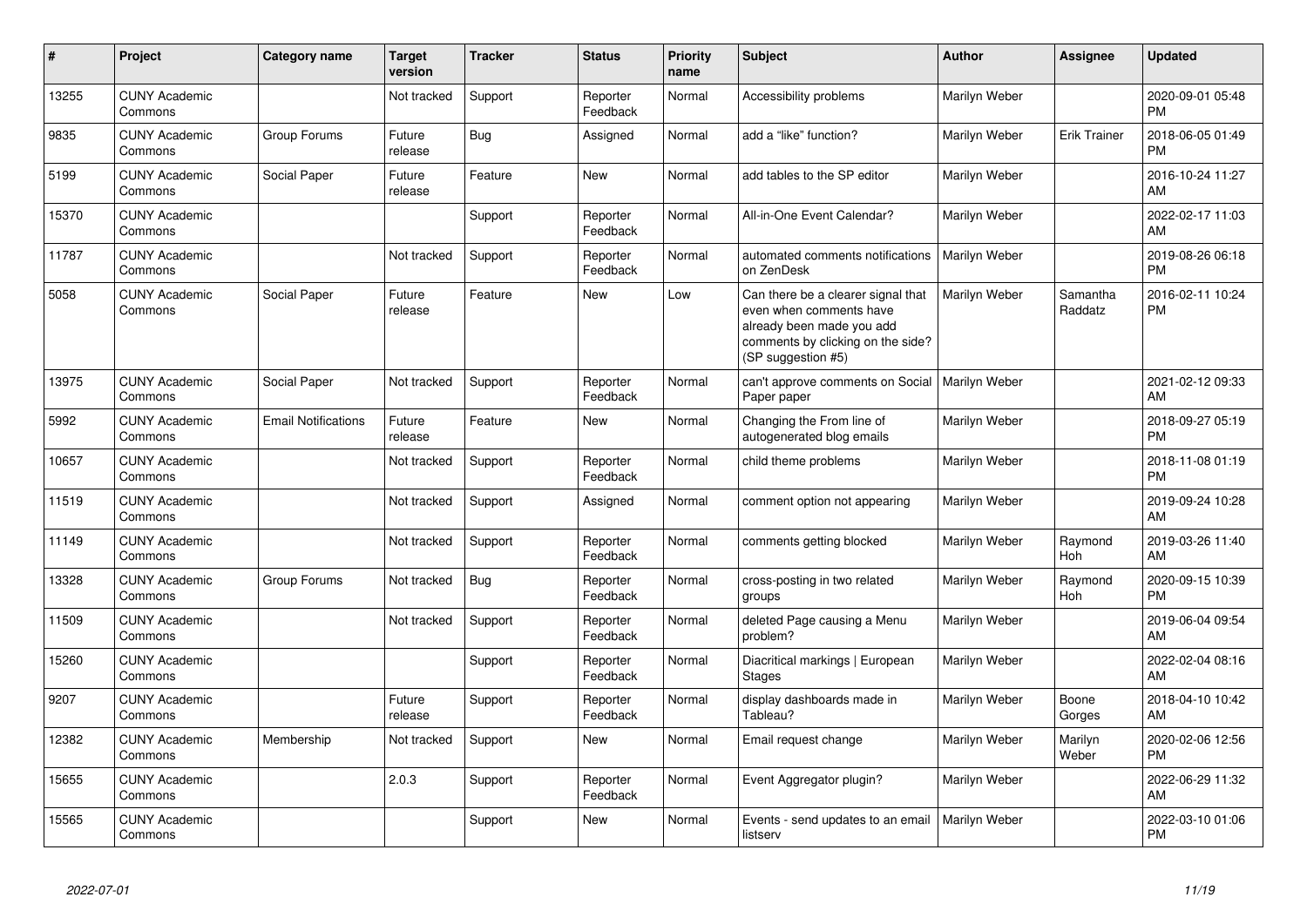| # | Project | Category name | Target version | Tracker | Status | Priority name | Subject | Author | Assignee | Updated |
|---|---|---|---|---|---|---|---|---|---|---|
| 13255 | CUNY Academic Commons | | Not tracked | Support | Reporter Feedback | Normal | Accessibility problems | Marilyn Weber | | 2020-09-01 05:48 PM |
| 9835 | CUNY Academic Commons | Group Forums | Future release | Bug | Assigned | Normal | add a “like” function? | Marilyn Weber | Erik Trainer | 2018-06-05 01:49 PM |
| 5199 | CUNY Academic Commons | Social Paper | Future release | Feature | New | Normal | add tables to the SP editor | Marilyn Weber | | 2016-10-24 11:27 AM |
| 15370 | CUNY Academic Commons | | | Support | Reporter Feedback | Normal | All-in-One Event Calendar? | Marilyn Weber | | 2022-02-17 11:03 AM |
| 11787 | CUNY Academic Commons | | Not tracked | Support | Reporter Feedback | Normal | automated comments notifications on ZenDesk | Marilyn Weber | | 2019-08-26 06:18 PM |
| 5058 | CUNY Academic Commons | Social Paper | Future release | Feature | New | Low | Can there be a clearer signal that even when comments have already been made you add comments by clicking on the side? (SP suggestion #5) | Marilyn Weber | Samantha Raddatz | 2016-02-11 10:24 PM |
| 13975 | CUNY Academic Commons | Social Paper | Not tracked | Support | Reporter Feedback | Normal | can't approve comments on Social Paper paper | Marilyn Weber | | 2021-02-12 09:33 AM |
| 5992 | CUNY Academic Commons | Email Notifications | Future release | Feature | New | Normal | Changing the From line of autogenerated blog emails | Marilyn Weber | | 2018-09-27 05:19 PM |
| 10657 | CUNY Academic Commons | | Not tracked | Support | Reporter Feedback | Normal | child theme problems | Marilyn Weber | | 2018-11-08 01:19 PM |
| 11519 | CUNY Academic Commons | | Not tracked | Support | Assigned | Normal | comment option not appearing | Marilyn Weber | | 2019-09-24 10:28 AM |
| 11149 | CUNY Academic Commons | | Not tracked | Support | Reporter Feedback | Normal | comments getting blocked | Marilyn Weber | Raymond Hoh | 2019-03-26 11:40 AM |
| 13328 | CUNY Academic Commons | Group Forums | Not tracked | Bug | Reporter Feedback | Normal | cross-posting in two related groups | Marilyn Weber | Raymond Hoh | 2020-09-15 10:39 PM |
| 11509 | CUNY Academic Commons | | Not tracked | Support | Reporter Feedback | Normal | deleted Page causing a Menu problem? | Marilyn Weber | | 2019-06-04 09:54 AM |
| 15260 | CUNY Academic Commons | | | Support | Reporter Feedback | Normal | Diacritical markings \| European Stages | Marilyn Weber | | 2022-02-04 08:16 AM |
| 9207 | CUNY Academic Commons | | Future release | Support | Reporter Feedback | Normal | display dashboards made in Tableau? | Marilyn Weber | Boone Gorges | 2018-04-10 10:42 AM |
| 12382 | CUNY Academic Commons | Membership | Not tracked | Support | New | Normal | Email request change | Marilyn Weber | Marilyn Weber | 2020-02-06 12:56 PM |
| 15655 | CUNY Academic Commons | | 2.0.3 | Support | Reporter Feedback | Normal | Event Aggregator plugin? | Marilyn Weber | | 2022-06-29 11:32 AM |
| 15565 | CUNY Academic Commons | | | Support | New | Normal | Events - send updates to an email listserv | Marilyn Weber | | 2022-03-10 01:06 PM |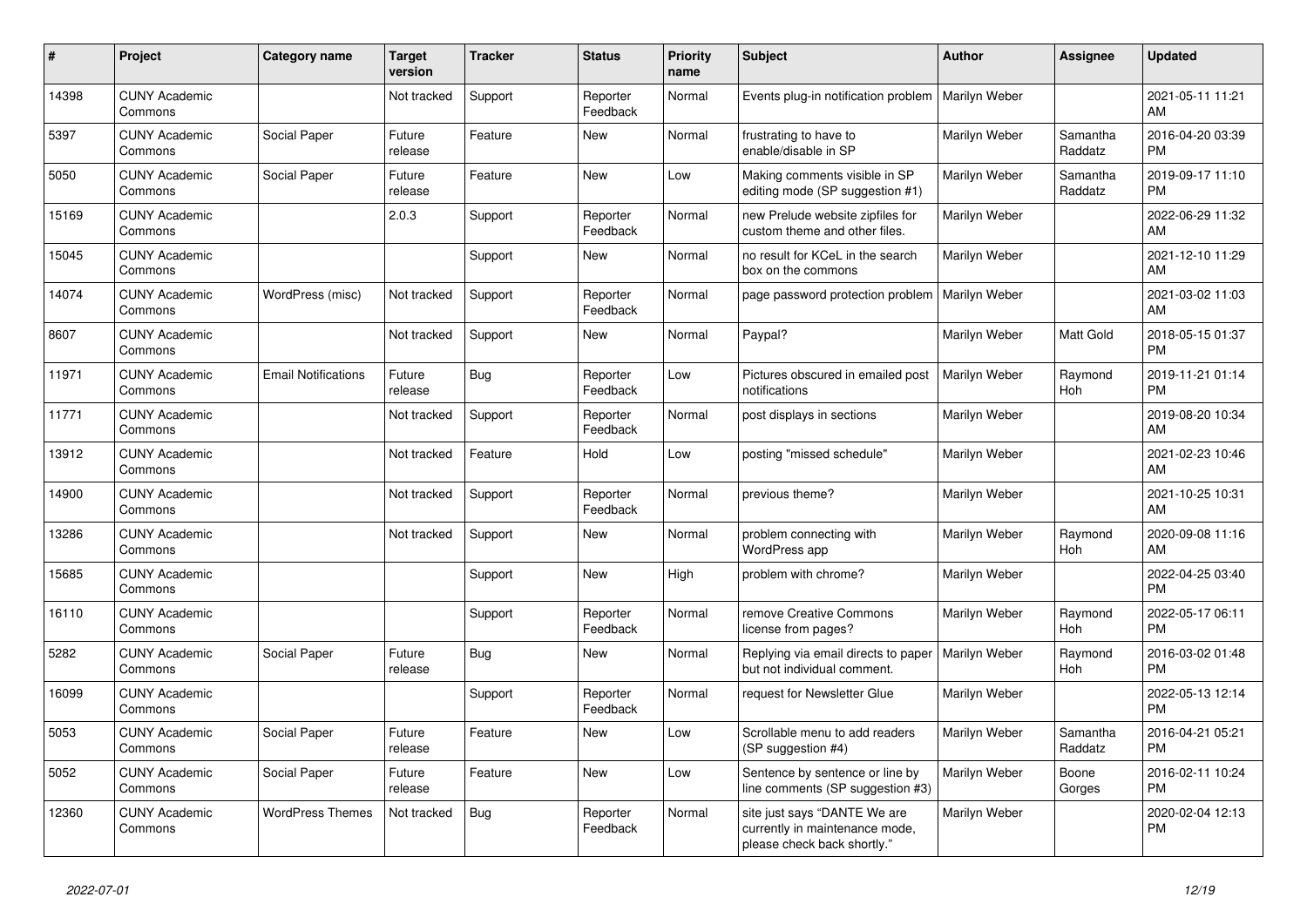| # | Project | Category name | Target version | Tracker | Status | Priority name | Subject | Author | Assignee | Updated |
|---|---|---|---|---|---|---|---|---|---|---|
| 14398 | CUNY Academic Commons | | Not tracked | Support | Reporter Feedback | Normal | Events plug-in notification problem | Marilyn Weber | | 2021-05-11 11:21 AM |
| 5397 | CUNY Academic Commons | Social Paper | Future release | Feature | New | Normal | frustrating to have to enable/disable in SP | Marilyn Weber | Samantha Raddatz | 2016-04-20 03:39 PM |
| 5050 | CUNY Academic Commons | Social Paper | Future release | Feature | New | Low | Making comments visible in SP editing mode (SP suggestion #1) | Marilyn Weber | Samantha Raddatz | 2019-09-17 11:10 PM |
| 15169 | CUNY Academic Commons | | 2.0.3 | Support | Reporter Feedback | Normal | new Prelude website zipfiles for custom theme and other files. | Marilyn Weber | | 2022-06-29 11:32 AM |
| 15045 | CUNY Academic Commons | | | Support | New | Normal | no result for KCeL in the search box on the commons | Marilyn Weber | | 2021-12-10 11:29 AM |
| 14074 | CUNY Academic Commons | WordPress (misc) | Not tracked | Support | Reporter Feedback | Normal | page password protection problem | Marilyn Weber | | 2021-03-02 11:03 AM |
| 8607 | CUNY Academic Commons | | Not tracked | Support | New | Normal | Paypal? | Marilyn Weber | Matt Gold | 2018-05-15 01:37 PM |
| 11971 | CUNY Academic Commons | Email Notifications | Future release | Bug | Reporter Feedback | Low | Pictures obscured in emailed post notifications | Marilyn Weber | Raymond Hoh | 2019-11-21 01:14 PM |
| 11771 | CUNY Academic Commons | | Not tracked | Support | Reporter Feedback | Normal | post displays in sections | Marilyn Weber | | 2019-08-20 10:34 AM |
| 13912 | CUNY Academic Commons | | Not tracked | Feature | Hold | Low | posting "missed schedule" | Marilyn Weber | | 2021-02-23 10:46 AM |
| 14900 | CUNY Academic Commons | | Not tracked | Support | Reporter Feedback | Normal | previous theme? | Marilyn Weber | | 2021-10-25 10:31 AM |
| 13286 | CUNY Academic Commons | | Not tracked | Support | New | Normal | problem connecting with WordPress app | Marilyn Weber | Raymond Hoh | 2020-09-08 11:16 AM |
| 15685 | CUNY Academic Commons | | | Support | New | High | problem with chrome? | Marilyn Weber | | 2022-04-25 03:40 PM |
| 16110 | CUNY Academic Commons | | | Support | Reporter Feedback | Normal | remove Creative Commons license from pages? | Marilyn Weber | Raymond Hoh | 2022-05-17 06:11 PM |
| 5282 | CUNY Academic Commons | Social Paper | Future release | Bug | New | Normal | Replying via email directs to paper but not individual comment. | Marilyn Weber | Raymond Hoh | 2016-03-02 01:48 PM |
| 16099 | CUNY Academic Commons | | | Support | Reporter Feedback | Normal | request for Newsletter Glue | Marilyn Weber | | 2022-05-13 12:14 PM |
| 5053 | CUNY Academic Commons | Social Paper | Future release | Feature | New | Low | Scrollable menu to add readers (SP suggestion #4) | Marilyn Weber | Samantha Raddatz | 2016-04-21 05:21 PM |
| 5052 | CUNY Academic Commons | Social Paper | Future release | Feature | New | Low | Sentence by sentence or line by line comments (SP suggestion #3) | Marilyn Weber | Boone Gorges | 2016-02-11 10:24 PM |
| 12360 | CUNY Academic Commons | WordPress Themes | Not tracked | Bug | Reporter Feedback | Normal | site just says "DANTE We are currently in maintenance mode, please check back shortly." | Marilyn Weber | | 2020-02-04 12:13 PM |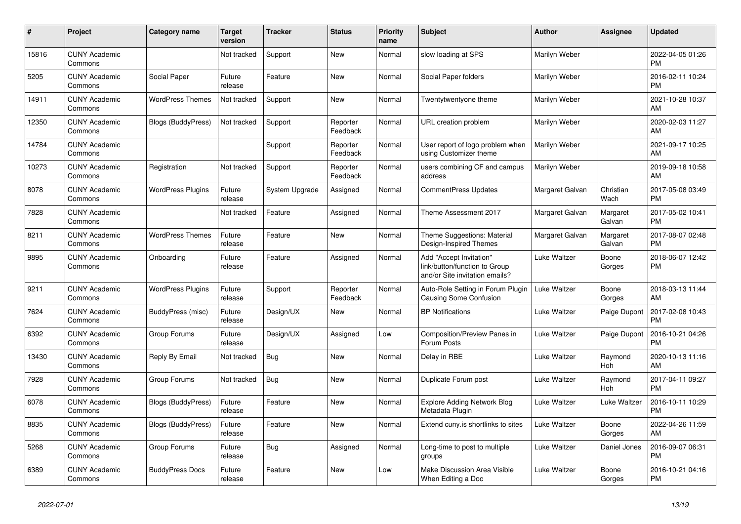| # | Project | Category name | Target version | Tracker | Status | Priority name | Subject | Author | Assignee | Updated |
|---|---|---|---|---|---|---|---|---|---|---|
| 15816 | CUNY Academic Commons | | Not tracked | Support | New | Normal | slow loading at SPS | Marilyn Weber | | 2022-04-05 01:26 PM |
| 5205 | CUNY Academic Commons | Social Paper | Future release | Feature | New | Normal | Social Paper folders | Marilyn Weber | | 2016-02-11 10:24 PM |
| 14911 | CUNY Academic Commons | WordPress Themes | Not tracked | Support | New | Normal | Twentytwentyone theme | Marilyn Weber | | 2021-10-28 10:37 AM |
| 12350 | CUNY Academic Commons | Blogs (BuddyPress) | Not tracked | Support | Reporter Feedback | Normal | URL creation problem | Marilyn Weber | | 2020-02-03 11:27 AM |
| 14784 | CUNY Academic Commons | | | Support | Reporter Feedback | Normal | User report of logo problem when using Customizer theme | Marilyn Weber | | 2021-09-17 10:25 AM |
| 10273 | CUNY Academic Commons | Registration | Not tracked | Support | Reporter Feedback | Normal | users combining CF and campus address | Marilyn Weber | | 2019-09-18 10:58 AM |
| 8078 | CUNY Academic Commons | WordPress Plugins | Future release | System Upgrade | Assigned | Normal | CommentPress Updates | Margaret Galvan | Christian Wach | 2017-05-08 03:49 PM |
| 7828 | CUNY Academic Commons | | Not tracked | Feature | Assigned | Normal | Theme Assessment 2017 | Margaret Galvan | Margaret Galvan | 2017-05-02 10:41 PM |
| 8211 | CUNY Academic Commons | WordPress Themes | Future release | Feature | New | Normal | Theme Suggestions: Material Design-Inspired Themes | Margaret Galvan | Margaret Galvan | 2017-08-07 02:48 PM |
| 9895 | CUNY Academic Commons | Onboarding | Future release | Feature | Assigned | Normal | Add "Accept Invitation" link/button/function to Group and/or Site invitation emails? | Luke Waltzer | Boone Gorges | 2018-06-07 12:42 PM |
| 9211 | CUNY Academic Commons | WordPress Plugins | Future release | Support | Reporter Feedback | Normal | Auto-Role Setting in Forum Plugin Causing Some Confusion | Luke Waltzer | Boone Gorges | 2018-03-13 11:44 AM |
| 7624 | CUNY Academic Commons | BuddyPress (misc) | Future release | Design/UX | New | Normal | BP Notifications | Luke Waltzer | Paige Dupont | 2017-02-08 10:43 PM |
| 6392 | CUNY Academic Commons | Group Forums | Future release | Design/UX | Assigned | Low | Composition/Preview Panes in Forum Posts | Luke Waltzer | Paige Dupont | 2016-10-21 04:26 PM |
| 13430 | CUNY Academic Commons | Reply By Email | Not tracked | Bug | New | Normal | Delay in RBE | Luke Waltzer | Raymond Hoh | 2020-10-13 11:16 AM |
| 7928 | CUNY Academic Commons | Group Forums | Not tracked | Bug | New | Normal | Duplicate Forum post | Luke Waltzer | Raymond Hoh | 2017-04-11 09:27 PM |
| 6078 | CUNY Academic Commons | Blogs (BuddyPress) | Future release | Feature | New | Normal | Explore Adding Network Blog Metadata Plugin | Luke Waltzer | Luke Waltzer | 2016-10-11 10:29 PM |
| 8835 | CUNY Academic Commons | Blogs (BuddyPress) | Future release | Feature | New | Normal | Extend cuny.is shortlinks to sites | Luke Waltzer | Boone Gorges | 2022-04-26 11:59 AM |
| 5268 | CUNY Academic Commons | Group Forums | Future release | Bug | Assigned | Normal | Long-time to post to multiple groups | Luke Waltzer | Daniel Jones | 2016-09-07 06:31 PM |
| 6389 | CUNY Academic Commons | BuddyPress Docs | Future release | Feature | New | Low | Make Discussion Area Visible When Editing a Doc | Luke Waltzer | Boone Gorges | 2016-10-21 04:16 PM |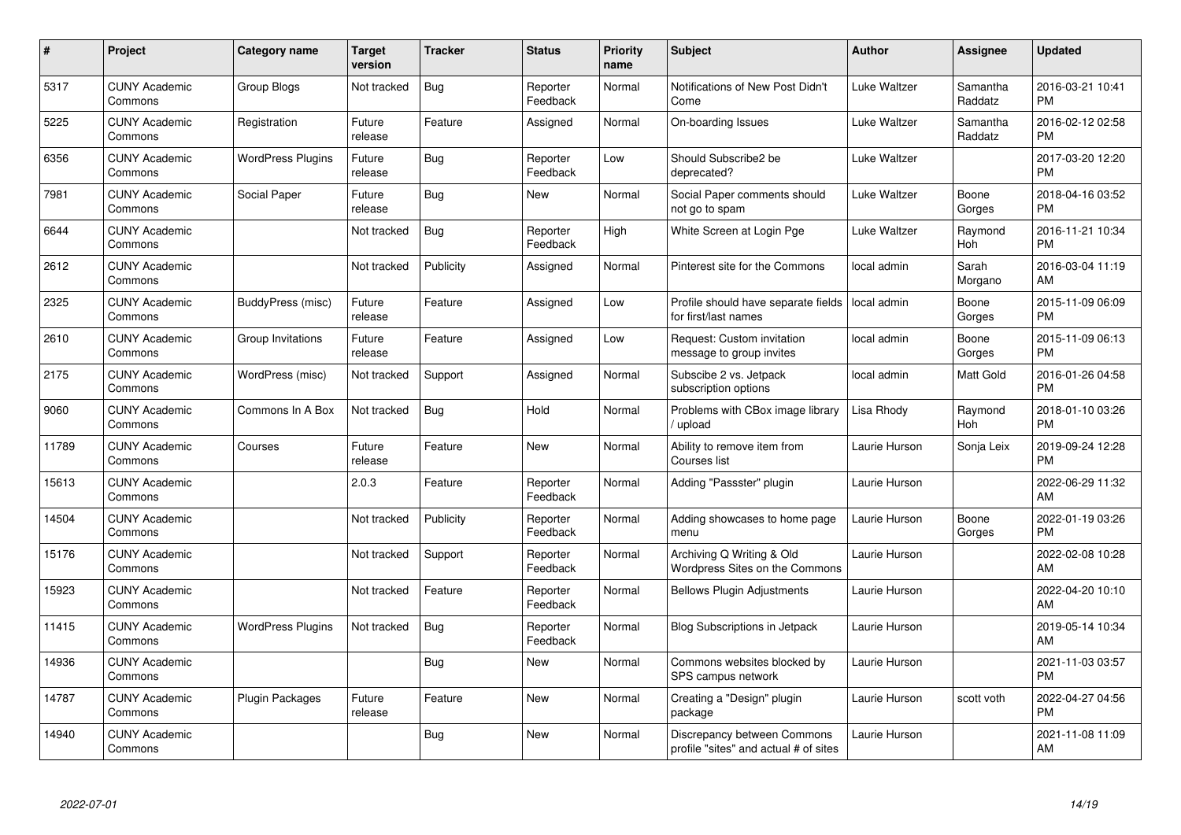| # | Project | Category name | Target version | Tracker | Status | Priority name | Subject | Author | Assignee | Updated |
|---|---|---|---|---|---|---|---|---|---|---|
| 5317 | CUNY Academic Commons | Group Blogs | Not tracked | Bug | Reporter Feedback | Normal | Notifications of New Post Didn't Come | Luke Waltzer | Samantha Raddatz | 2016-03-21 10:41 PM |
| 5225 | CUNY Academic Commons | Registration | Future release | Feature | Assigned | Normal | On-boarding Issues | Luke Waltzer | Samantha Raddatz | 2016-02-12 02:58 PM |
| 6356 | CUNY Academic Commons | WordPress Plugins | Future release | Bug | Reporter Feedback | Low | Should Subscribe2 be deprecated? | Luke Waltzer | | 2017-03-20 12:20 PM |
| 7981 | CUNY Academic Commons | Social Paper | Future release | Bug | New | Normal | Social Paper comments should not go to spam | Luke Waltzer | Boone Gorges | 2018-04-16 03:52 PM |
| 6644 | CUNY Academic Commons | | Not tracked | Bug | Reporter Feedback | High | White Screen at Login Pge | Luke Waltzer | Raymond Hoh | 2016-11-21 10:34 PM |
| 2612 | CUNY Academic Commons | | Not tracked | Publicity | Assigned | Normal | Pinterest site for the Commons | local admin | Sarah Morgano | 2016-03-04 11:19 AM |
| 2325 | CUNY Academic Commons | BuddyPress (misc) | Future release | Feature | Assigned | Low | Profile should have separate fields for first/last names | local admin | Boone Gorges | 2015-11-09 06:09 PM |
| 2610 | CUNY Academic Commons | Group Invitations | Future release | Feature | Assigned | Low | Request: Custom invitation message to group invites | local admin | Boone Gorges | 2015-11-09 06:13 PM |
| 2175 | CUNY Academic Commons | WordPress (misc) | Not tracked | Support | Assigned | Normal | Subscibe 2 vs. Jetpack subscription options | local admin | Matt Gold | 2016-01-26 04:58 PM |
| 9060 | CUNY Academic Commons | Commons In A Box | Not tracked | Bug | Hold | Normal | Problems with CBox image library / upload | Lisa Rhody | Raymond Hoh | 2018-01-10 03:26 PM |
| 11789 | CUNY Academic Commons | Courses | Future release | Feature | New | Normal | Ability to remove item from Courses list | Laurie Hurson | Sonja Leix | 2019-09-24 12:28 PM |
| 15613 | CUNY Academic Commons | | 2.0.3 | Feature | Reporter Feedback | Normal | Adding "Passster" plugin | Laurie Hurson | | 2022-06-29 11:32 AM |
| 14504 | CUNY Academic Commons | | Not tracked | Publicity | Reporter Feedback | Normal | Adding showcases to home page menu | Laurie Hurson | Boone Gorges | 2022-01-19 03:26 PM |
| 15176 | CUNY Academic Commons | | Not tracked | Support | Reporter Feedback | Normal | Archiving Q Writing & Old Wordpress Sites on the Commons | Laurie Hurson | | 2022-02-08 10:28 AM |
| 15923 | CUNY Academic Commons | | Not tracked | Feature | Reporter Feedback | Normal | Bellows Plugin Adjustments | Laurie Hurson | | 2022-04-20 10:10 AM |
| 11415 | CUNY Academic Commons | WordPress Plugins | Not tracked | Bug | Reporter Feedback | Normal | Blog Subscriptions in Jetpack | Laurie Hurson | | 2019-05-14 10:34 AM |
| 14936 | CUNY Academic Commons | | | Bug | New | Normal | Commons websites blocked by SPS campus network | Laurie Hurson | | 2021-11-03 03:57 PM |
| 14787 | CUNY Academic Commons | Plugin Packages | Future release | Feature | New | Normal | Creating a "Design" plugin package | Laurie Hurson | scott voth | 2022-04-27 04:56 PM |
| 14940 | CUNY Academic Commons | | | Bug | New | Normal | Discrepancy between Commons profile "sites" and actual # of sites | Laurie Hurson | | 2021-11-08 11:09 AM |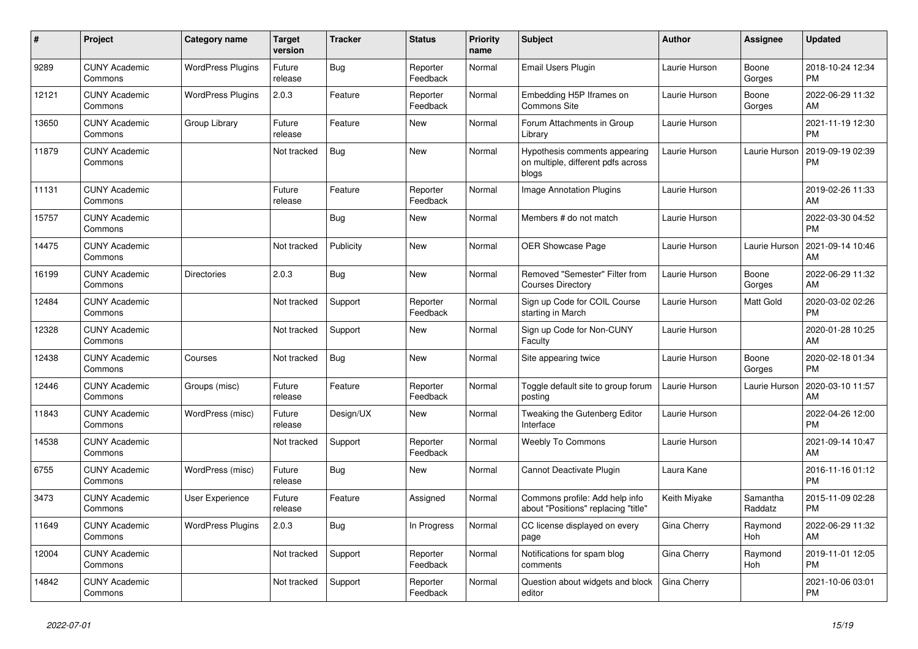| # | Project | Category name | Target version | Tracker | Status | Priority name | Subject | Author | Assignee | Updated |
|---|---|---|---|---|---|---|---|---|---|---|
| 9289 | CUNY Academic Commons | WordPress Plugins | Future release | Bug | Reporter Feedback | Normal | Email Users Plugin | Laurie Hurson | Boone Gorges | 2018-10-24 12:34 PM |
| 12121 | CUNY Academic Commons | WordPress Plugins | 2.0.3 | Feature | Reporter Feedback | Normal | Embedding H5P Iframes on Commons Site | Laurie Hurson | Boone Gorges | 2022-06-29 11:32 AM |
| 13650 | CUNY Academic Commons | Group Library | Future release | Feature | New | Normal | Forum Attachments in Group Library | Laurie Hurson | | 2021-11-19 12:30 PM |
| 11879 | CUNY Academic Commons | | Not tracked | Bug | New | Normal | Hypothesis comments appearing on multiple, different pdfs across blogs | Laurie Hurson | Laurie Hurson | 2019-09-19 02:39 PM |
| 11131 | CUNY Academic Commons | | Future release | Feature | Reporter Feedback | Normal | Image Annotation Plugins | Laurie Hurson | | 2019-02-26 11:33 AM |
| 15757 | CUNY Academic Commons | | | Bug | New | Normal | Members # do not match | Laurie Hurson | | 2022-03-30 04:52 PM |
| 14475 | CUNY Academic Commons | | Not tracked | Publicity | New | Normal | OER Showcase Page | Laurie Hurson | Laurie Hurson | 2021-09-14 10:46 AM |
| 16199 | CUNY Academic Commons | Directories | 2.0.3 | Bug | New | Normal | Removed "Semester" Filter from Courses Directory | Laurie Hurson | Boone Gorges | 2022-06-29 11:32 AM |
| 12484 | CUNY Academic Commons | | Not tracked | Support | Reporter Feedback | Normal | Sign up Code for COIL Course starting in March | Laurie Hurson | Matt Gold | 2020-03-02 02:26 PM |
| 12328 | CUNY Academic Commons | | Not tracked | Support | New | Normal | Sign up Code for Non-CUNY Faculty | Laurie Hurson | | 2020-01-28 10:25 AM |
| 12438 | CUNY Academic Commons | Courses | Not tracked | Bug | New | Normal | Site appearing twice | Laurie Hurson | Boone Gorges | 2020-02-18 01:34 PM |
| 12446 | CUNY Academic Commons | Groups (misc) | Future release | Feature | Reporter Feedback | Normal | Toggle default site to group forum posting | Laurie Hurson | Laurie Hurson | 2020-03-10 11:57 AM |
| 11843 | CUNY Academic Commons | WordPress (misc) | Future release | Design/UX | New | Normal | Tweaking the Gutenberg Editor Interface | Laurie Hurson | | 2022-04-26 12:00 PM |
| 14538 | CUNY Academic Commons | | Not tracked | Support | Reporter Feedback | Normal | Weebly To Commons | Laurie Hurson | | 2021-09-14 10:47 AM |
| 6755 | CUNY Academic Commons | WordPress (misc) | Future release | Bug | New | Normal | Cannot Deactivate Plugin | Laura Kane | | 2016-11-16 01:12 PM |
| 3473 | CUNY Academic Commons | User Experience | Future release | Feature | Assigned | Normal | Commons profile: Add help info about "Positions" replacing "title" | Keith Miyake | Samantha Raddatz | 2015-11-09 02:28 PM |
| 11649 | CUNY Academic Commons | WordPress Plugins | 2.0.3 | Bug | In Progress | Normal | CC license displayed on every page | Gina Cherry | Raymond Hoh | 2022-06-29 11:32 AM |
| 12004 | CUNY Academic Commons | | Not tracked | Support | Reporter Feedback | Normal | Notifications for spam blog comments | Gina Cherry | Raymond Hoh | 2019-11-01 12:05 PM |
| 14842 | CUNY Academic Commons | | Not tracked | Support | Reporter Feedback | Normal | Question about widgets and block editor | Gina Cherry | | 2021-10-06 03:01 PM |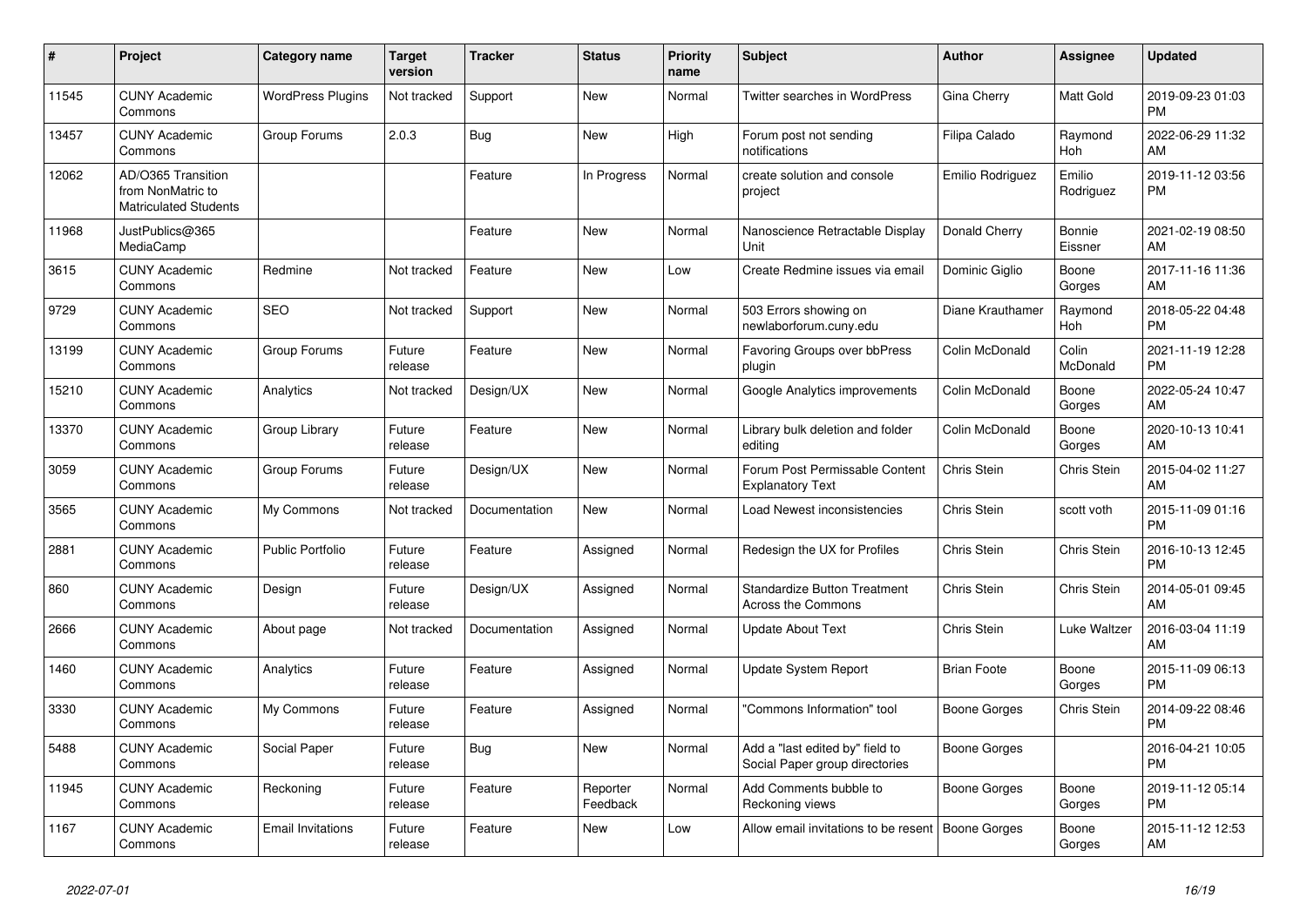| # | Project | Category name | Target version | Tracker | Status | Priority name | Subject | Author | Assignee | Updated |
|---|---|---|---|---|---|---|---|---|---|---|
| 11545 | CUNY Academic Commons | WordPress Plugins | Not tracked | Support | New | Normal | Twitter searches in WordPress | Gina Cherry | Matt Gold | 2019-09-23 01:03 PM |
| 13457 | CUNY Academic Commons | Group Forums | 2.0.3 | Bug | New | High | Forum post not sending notifications | Filipa Calado | Raymond Hoh | 2022-06-29 11:32 AM |
| 12062 | AD/O365 Transition from NonMatric to Matriculated Students | | | Feature | In Progress | Normal | create solution and console project | Emilio Rodriguez | Emilio Rodriguez | 2019-11-12 03:56 PM |
| 11968 | JustPublics@365 MediaCamp | | | Feature | New | Normal | Nanoscience Retractable Display Unit | Donald Cherry | Bonnie Eissner | 2021-02-19 08:50 AM |
| 3615 | CUNY Academic Commons | Redmine | Not tracked | Feature | New | Low | Create Redmine issues via email | Dominic Giglio | Boone Gorges | 2017-11-16 11:36 AM |
| 9729 | CUNY Academic Commons | SEO | Not tracked | Support | New | Normal | 503 Errors showing on newlaborforum.cuny.edu | Diane Krauthamer | Raymond Hoh | 2018-05-22 04:48 PM |
| 13199 | CUNY Academic Commons | Group Forums | Future release | Feature | New | Normal | Favoring Groups over bbPress plugin | Colin McDonald | Colin McDonald | 2021-11-19 12:28 PM |
| 15210 | CUNY Academic Commons | Analytics | Not tracked | Design/UX | New | Normal | Google Analytics improvements | Colin McDonald | Boone Gorges | 2022-05-24 10:47 AM |
| 13370 | CUNY Academic Commons | Group Library | Future release | Feature | New | Normal | Library bulk deletion and folder editing | Colin McDonald | Boone Gorges | 2020-10-13 10:41 AM |
| 3059 | CUNY Academic Commons | Group Forums | Future release | Design/UX | New | Normal | Forum Post Permissable Content Explanatory Text | Chris Stein | Chris Stein | 2015-04-02 11:27 AM |
| 3565 | CUNY Academic Commons | My Commons | Not tracked | Documentation | New | Normal | Load Newest inconsistencies | Chris Stein | scott voth | 2015-11-09 01:16 PM |
| 2881 | CUNY Academic Commons | Public Portfolio | Future release | Feature | Assigned | Normal | Redesign the UX for Profiles | Chris Stein | Chris Stein | 2016-10-13 12:45 PM |
| 860 | CUNY Academic Commons | Design | Future release | Design/UX | Assigned | Normal | Standardize Button Treatment Across the Commons | Chris Stein | Chris Stein | 2014-05-01 09:45 AM |
| 2666 | CUNY Academic Commons | About page | Not tracked | Documentation | Assigned | Normal | Update About Text | Chris Stein | Luke Waltzer | 2016-03-04 11:19 AM |
| 1460 | CUNY Academic Commons | Analytics | Future release | Feature | Assigned | Normal | Update System Report | Brian Foote | Boone Gorges | 2015-11-09 06:13 PM |
| 3330 | CUNY Academic Commons | My Commons | Future release | Feature | Assigned | Normal | "Commons Information" tool | Boone Gorges | Chris Stein | 2014-09-22 08:46 PM |
| 5488 | CUNY Academic Commons | Social Paper | Future release | Bug | New | Normal | Add a "last edited by" field to Social Paper group directories | Boone Gorges | | 2016-04-21 10:05 PM |
| 11945 | CUNY Academic Commons | Reckoning | Future release | Feature | Reporter Feedback | Normal | Add Comments bubble to Reckoning views | Boone Gorges | Boone Gorges | 2019-11-12 05:14 PM |
| 1167 | CUNY Academic Commons | Email Invitations | Future release | Feature | New | Low | Allow email invitations to be resent | Boone Gorges | Boone Gorges | 2015-11-12 12:53 AM |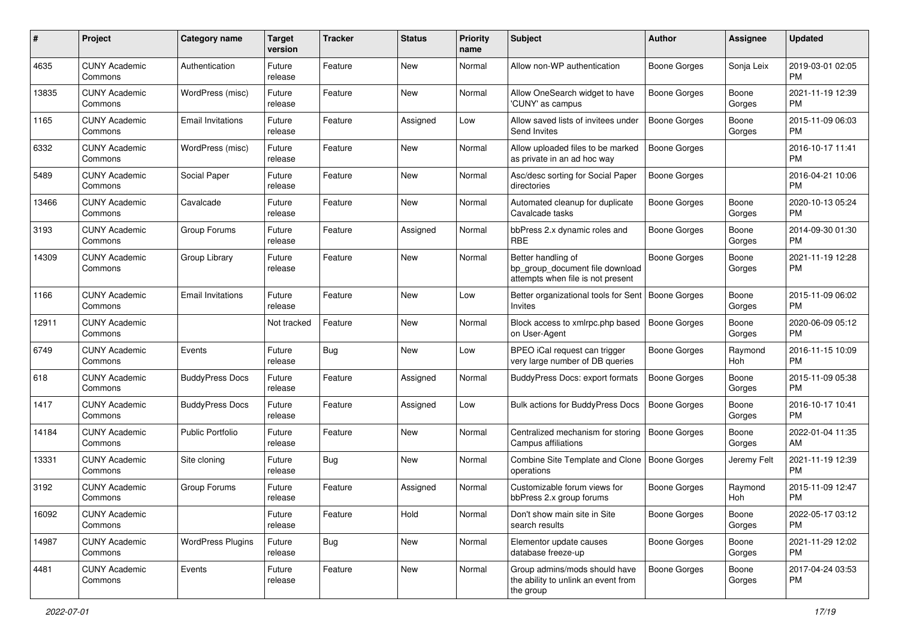| # | Project | Category name | Target version | Tracker | Status | Priority name | Subject | Author | Assignee | Updated |
|---|---|---|---|---|---|---|---|---|---|---|
| 4635 | CUNY Academic Commons | Authentication | Future release | Feature | New | Normal | Allow non-WP authentication | Boone Gorges | Sonja Leix | 2019-03-01 02:05 PM |
| 13835 | CUNY Academic Commons | WordPress (misc) | Future release | Feature | New | Normal | Allow OneSearch widget to have 'CUNY' as campus | Boone Gorges | Boone Gorges | 2021-11-19 12:39 PM |
| 1165 | CUNY Academic Commons | Email Invitations | Future release | Feature | Assigned | Low | Allow saved lists of invitees under Send Invites | Boone Gorges | Boone Gorges | 2015-11-09 06:03 PM |
| 6332 | CUNY Academic Commons | WordPress (misc) | Future release | Feature | New | Normal | Allow uploaded files to be marked as private in an ad hoc way | Boone Gorges | | 2016-10-17 11:41 PM |
| 5489 | CUNY Academic Commons | Social Paper | Future release | Feature | New | Normal | Asc/desc sorting for Social Paper directories | Boone Gorges | | 2016-04-21 10:06 PM |
| 13466 | CUNY Academic Commons | Cavalcade | Future release | Feature | New | Normal | Automated cleanup for duplicate Cavalcade tasks | Boone Gorges | Boone Gorges | 2020-10-13 05:24 PM |
| 3193 | CUNY Academic Commons | Group Forums | Future release | Feature | Assigned | Normal | bbPress 2.x dynamic roles and RBE | Boone Gorges | Boone Gorges | 2014-09-30 01:30 PM |
| 14309 | CUNY Academic Commons | Group Library | Future release | Feature | New | Normal | Better handling of bp_group_document file download attempts when file is not present | Boone Gorges | Boone Gorges | 2021-11-19 12:28 PM |
| 1166 | CUNY Academic Commons | Email Invitations | Future release | Feature | New | Low | Better organizational tools for Sent Invites | Boone Gorges | Boone Gorges | 2015-11-09 06:02 PM |
| 12911 | CUNY Academic Commons | | Not tracked | Feature | New | Normal | Block access to xmlrpc.php based on User-Agent | Boone Gorges | Boone Gorges | 2020-06-09 05:12 PM |
| 6749 | CUNY Academic Commons | Events | Future release | Bug | New | Low | BPEO iCal request can trigger very large number of DB queries | Boone Gorges | Raymond Hoh | 2016-11-15 10:09 PM |
| 618 | CUNY Academic Commons | BuddyPress Docs | Future release | Feature | Assigned | Normal | BuddyPress Docs: export formats | Boone Gorges | Boone Gorges | 2015-11-09 05:38 PM |
| 1417 | CUNY Academic Commons | BuddyPress Docs | Future release | Feature | Assigned | Low | Bulk actions for BuddyPress Docs | Boone Gorges | Boone Gorges | 2016-10-17 10:41 PM |
| 14184 | CUNY Academic Commons | Public Portfolio | Future release | Feature | New | Normal | Centralized mechanism for storing Campus affiliations | Boone Gorges | Boone Gorges | 2022-01-04 11:35 AM |
| 13331 | CUNY Academic Commons | Site cloning | Future release | Bug | New | Normal | Combine Site Template and Clone operations | Boone Gorges | Jeremy Felt | 2021-11-19 12:39 PM |
| 3192 | CUNY Academic Commons | Group Forums | Future release | Feature | Assigned | Normal | Customizable forum views for bbPress 2.x group forums | Boone Gorges | Raymond Hoh | 2015-11-09 12:47 PM |
| 16092 | CUNY Academic Commons | | Future release | Feature | Hold | Normal | Don't show main site in Site search results | Boone Gorges | Boone Gorges | 2022-05-17 03:12 PM |
| 14987 | CUNY Academic Commons | WordPress Plugins | Future release | Bug | New | Normal | Elementor update causes database freeze-up | Boone Gorges | Boone Gorges | 2021-11-29 12:02 PM |
| 4481 | CUNY Academic Commons | Events | Future release | Feature | New | Normal | Group admins/mods should have the ability to unlink an event from the group | Boone Gorges | Boone Gorges | 2017-04-24 03:53 PM |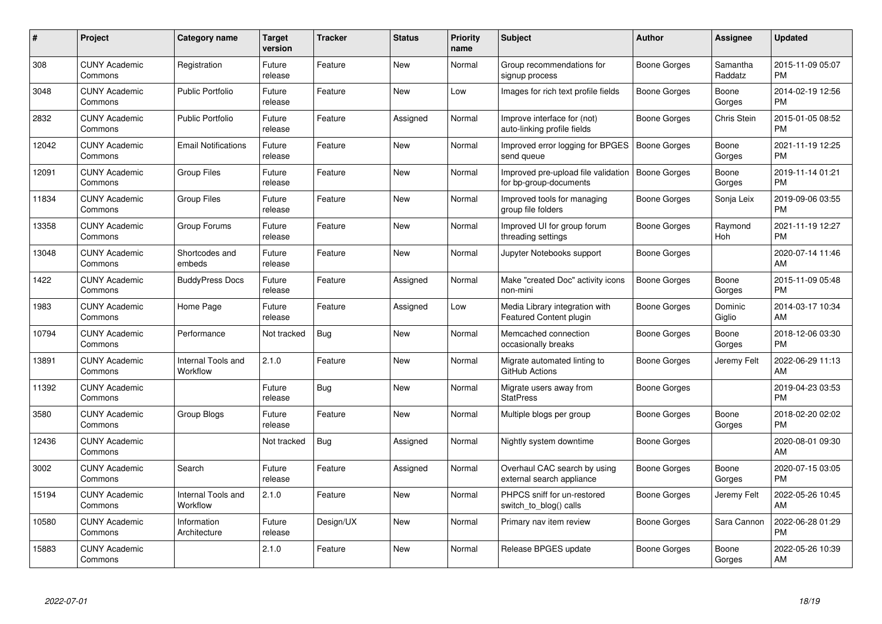| # | Project | Category name | Target version | Tracker | Status | Priority name | Subject | Author | Assignee | Updated |
|---|---|---|---|---|---|---|---|---|---|---|
| 308 | CUNY Academic Commons | Registration | Future release | Feature | New | Normal | Group recommendations for signup process | Boone Gorges | Samantha Raddatz | 2015-11-09 05:07 PM |
| 3048 | CUNY Academic Commons | Public Portfolio | Future release | Feature | New | Low | Images for rich text profile fields | Boone Gorges | Boone Gorges | 2014-02-19 12:56 PM |
| 2832 | CUNY Academic Commons | Public Portfolio | Future release | Feature | Assigned | Normal | Improve interface for (not) auto-linking profile fields | Boone Gorges | Chris Stein | 2015-01-05 08:52 PM |
| 12042 | CUNY Academic Commons | Email Notifications | Future release | Feature | New | Normal | Improved error logging for BPGES send queue | Boone Gorges | Boone Gorges | 2021-11-19 12:25 PM |
| 12091 | CUNY Academic Commons | Group Files | Future release | Feature | New | Normal | Improved pre-upload file validation for bp-group-documents | Boone Gorges | Boone Gorges | 2019-11-14 01:21 PM |
| 11834 | CUNY Academic Commons | Group Files | Future release | Feature | New | Normal | Improved tools for managing group file folders | Boone Gorges | Sonja Leix | 2019-09-06 03:55 PM |
| 13358 | CUNY Academic Commons | Group Forums | Future release | Feature | New | Normal | Improved UI for group forum threading settings | Boone Gorges | Raymond Hoh | 2021-11-19 12:27 PM |
| 13048 | CUNY Academic Commons | Shortcodes and embeds | Future release | Feature | New | Normal | Jupyter Notebooks support | Boone Gorges | | 2020-07-14 11:46 AM |
| 1422 | CUNY Academic Commons | BuddyPress Docs | Future release | Feature | Assigned | Normal | Make "created Doc" activity icons non-mini | Boone Gorges | Boone Gorges | 2015-11-09 05:48 PM |
| 1983 | CUNY Academic Commons | Home Page | Future release | Feature | Assigned | Low | Media Library integration with Featured Content plugin | Boone Gorges | Dominic Giglio | 2014-03-17 10:34 AM |
| 10794 | CUNY Academic Commons | Performance | Not tracked | Bug | New | Normal | Memcached connection occasionally breaks | Boone Gorges | Boone Gorges | 2018-12-06 03:30 PM |
| 13891 | CUNY Academic Commons | Internal Tools and Workflow | 2.1.0 | Feature | New | Normal | Migrate automated linting to GitHub Actions | Boone Gorges | Jeremy Felt | 2022-06-29 11:13 AM |
| 11392 | CUNY Academic Commons | | Future release | Bug | New | Normal | Migrate users away from StatPress | Boone Gorges | | 2019-04-23 03:53 PM |
| 3580 | CUNY Academic Commons | Group Blogs | Future release | Feature | New | Normal | Multiple blogs per group | Boone Gorges | Boone Gorges | 2018-02-20 02:02 PM |
| 12436 | CUNY Academic Commons | | Not tracked | Bug | Assigned | Normal | Nightly system downtime | Boone Gorges | | 2020-08-01 09:30 AM |
| 3002 | CUNY Academic Commons | Search | Future release | Feature | Assigned | Normal | Overhaul CAC search by using external search appliance | Boone Gorges | Boone Gorges | 2020-07-15 03:05 PM |
| 15194 | CUNY Academic Commons | Internal Tools and Workflow | 2.1.0 | Feature | New | Normal | PHPCS sniff for un-restored switch_to_blog() calls | Boone Gorges | Jeremy Felt | 2022-05-26 10:45 AM |
| 10580 | CUNY Academic Commons | Information Architecture | Future release | Design/UX | New | Normal | Primary nav item review | Boone Gorges | Sara Cannon | 2022-06-28 01:29 PM |
| 15883 | CUNY Academic Commons | | 2.1.0 | Feature | New | Normal | Release BPGES update | Boone Gorges | Boone Gorges | 2022-05-26 10:39 AM |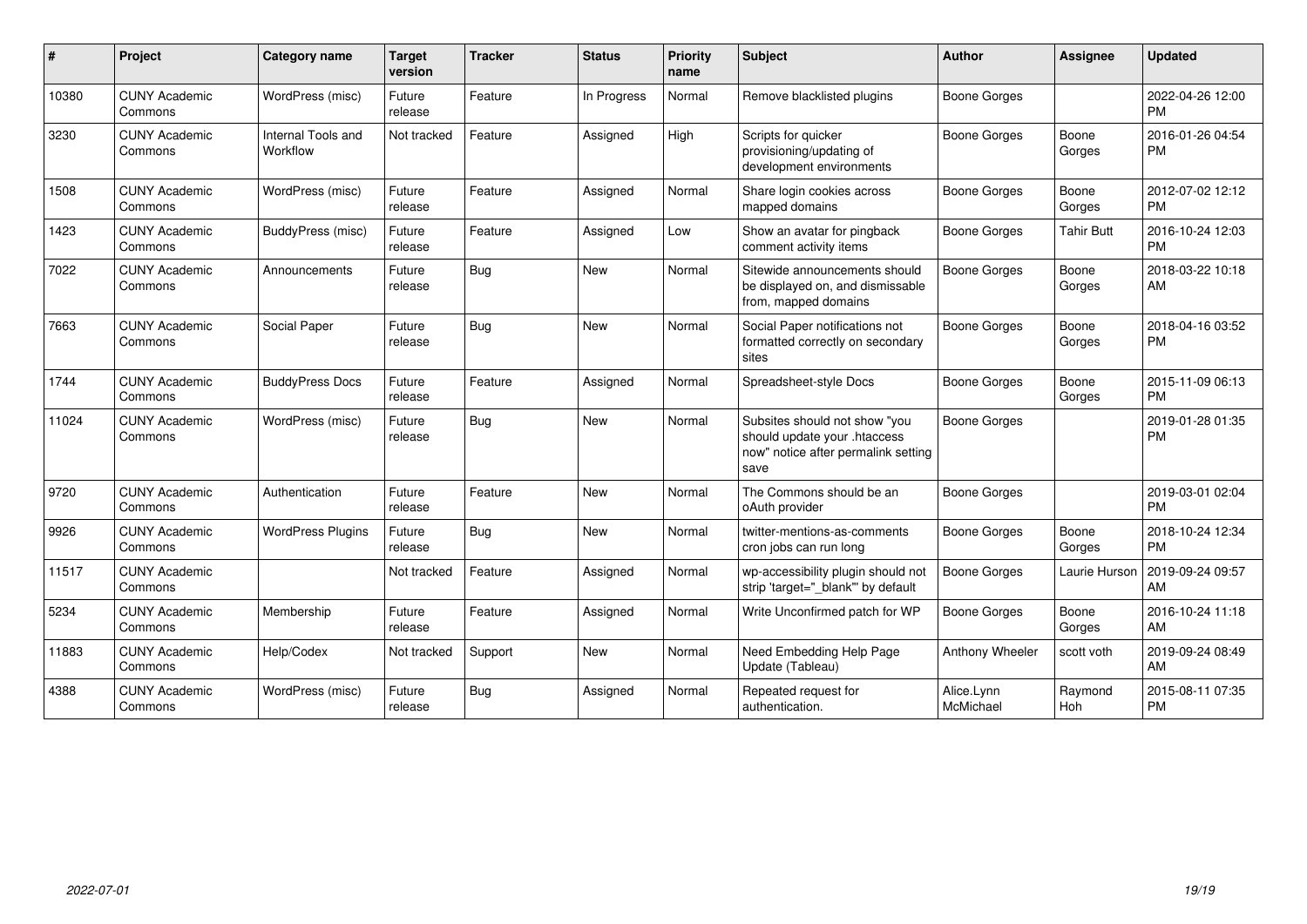| # | Project | Category name | Target version | Tracker | Status | Priority name | Subject | Author | Assignee | Updated |
|---|---|---|---|---|---|---|---|---|---|---|
| 10380 | CUNY Academic Commons | WordPress (misc) | Future release | Feature | In Progress | Normal | Remove blacklisted plugins | Boone Gorges | | 2022-04-26 12:00 PM |
| 3230 | CUNY Academic Commons | Internal Tools and Workflow | Not tracked | Feature | Assigned | High | Scripts for quicker provisioning/updating of development environments | Boone Gorges | Boone Gorges | 2016-01-26 04:54 PM |
| 1508 | CUNY Academic Commons | WordPress (misc) | Future release | Feature | Assigned | Normal | Share login cookies across mapped domains | Boone Gorges | Boone Gorges | 2012-07-02 12:12 PM |
| 1423 | CUNY Academic Commons | BuddyPress (misc) | Future release | Feature | Assigned | Low | Show an avatar for pingback comment activity items | Boone Gorges | Tahir Butt | 2016-10-24 12:03 PM |
| 7022 | CUNY Academic Commons | Announcements | Future release | Bug | New | Normal | Sitewide announcements should be displayed on, and dismissable from, mapped domains | Boone Gorges | Boone Gorges | 2018-03-22 10:18 AM |
| 7663 | CUNY Academic Commons | Social Paper | Future release | Bug | New | Normal | Social Paper notifications not formatted correctly on secondary sites | Boone Gorges | Boone Gorges | 2018-04-16 03:52 PM |
| 1744 | CUNY Academic Commons | BuddyPress Docs | Future release | Feature | Assigned | Normal | Spreadsheet-style Docs | Boone Gorges | Boone Gorges | 2015-11-09 06:13 PM |
| 11024 | CUNY Academic Commons | WordPress (misc) | Future release | Bug | New | Normal | Subsites should not show "you should update your .htaccess now" notice after permalink setting save | Boone Gorges | | 2019-01-28 01:35 PM |
| 9720 | CUNY Academic Commons | Authentication | Future release | Feature | New | Normal | The Commons should be an oAuth provider | Boone Gorges | | 2019-03-01 02:04 PM |
| 9926 | CUNY Academic Commons | WordPress Plugins | Future release | Bug | New | Normal | twitter-mentions-as-comments cron jobs can run long | Boone Gorges | Boone Gorges | 2018-10-24 12:34 PM |
| 11517 | CUNY Academic Commons | | Not tracked | Feature | Assigned | Normal | wp-accessibility plugin should not strip 'target="_blank"' by default | Boone Gorges | Laurie Hurson | 2019-09-24 09:57 AM |
| 5234 | CUNY Academic Commons | Membership | Future release | Feature | Assigned | Normal | Write Unconfirmed patch for WP | Boone Gorges | Boone Gorges | 2016-10-24 11:18 AM |
| 11883 | CUNY Academic Commons | Help/Codex | Not tracked | Support | New | Normal | Need Embedding Help Page Update (Tableau) | Anthony Wheeler | scott voth | 2019-09-24 08:49 AM |
| 4388 | CUNY Academic Commons | WordPress (misc) | Future release | Bug | Assigned | Normal | Repeated request for authentication. | Alice.Lynn McMichael | Raymond Hoh | 2015-08-11 07:35 PM |